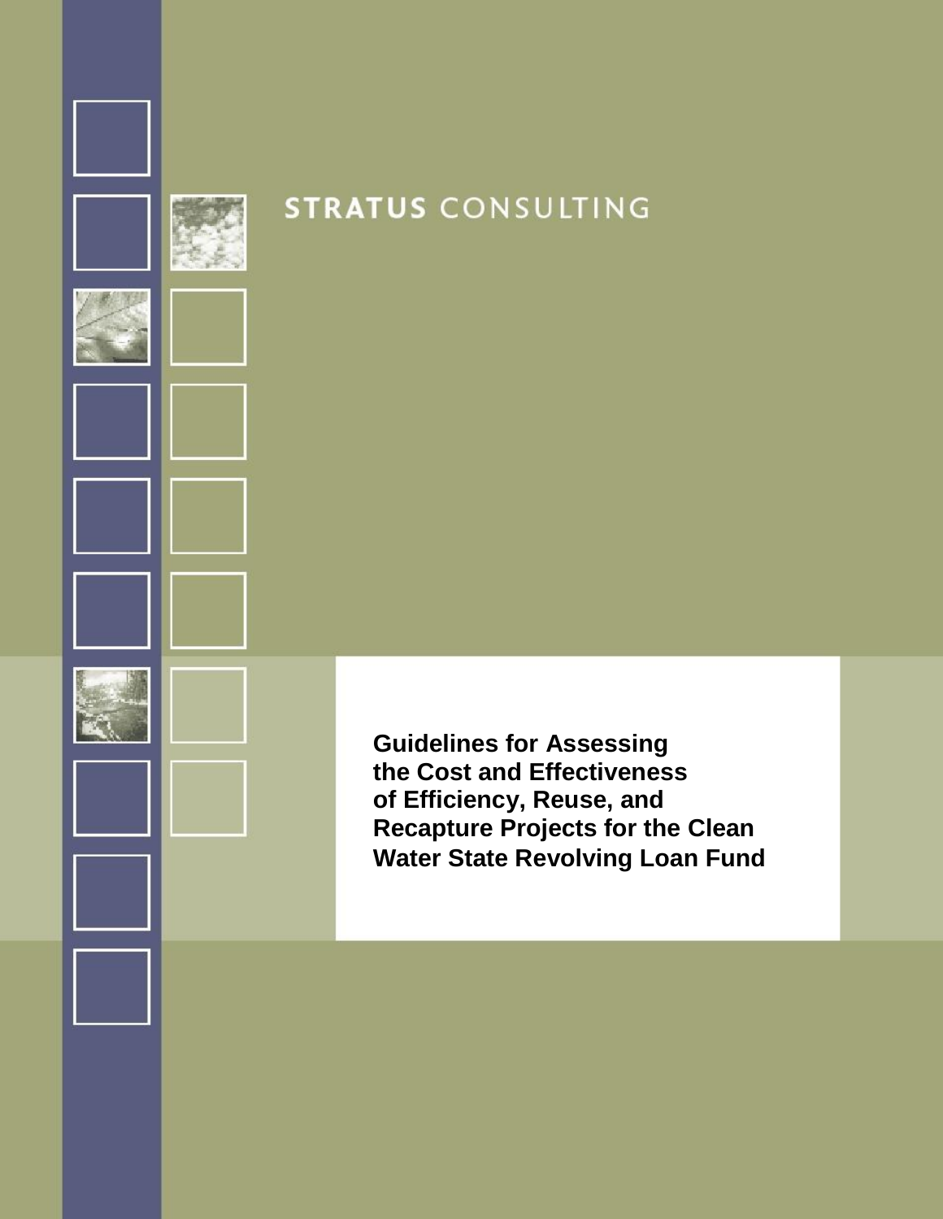STRATUS CONSULTING

# Guidelines for Assessing the Cost and Effectiveness of Efficiency, Reuse, and Recapture Projects for the Clean Water State Revolving Loan Fund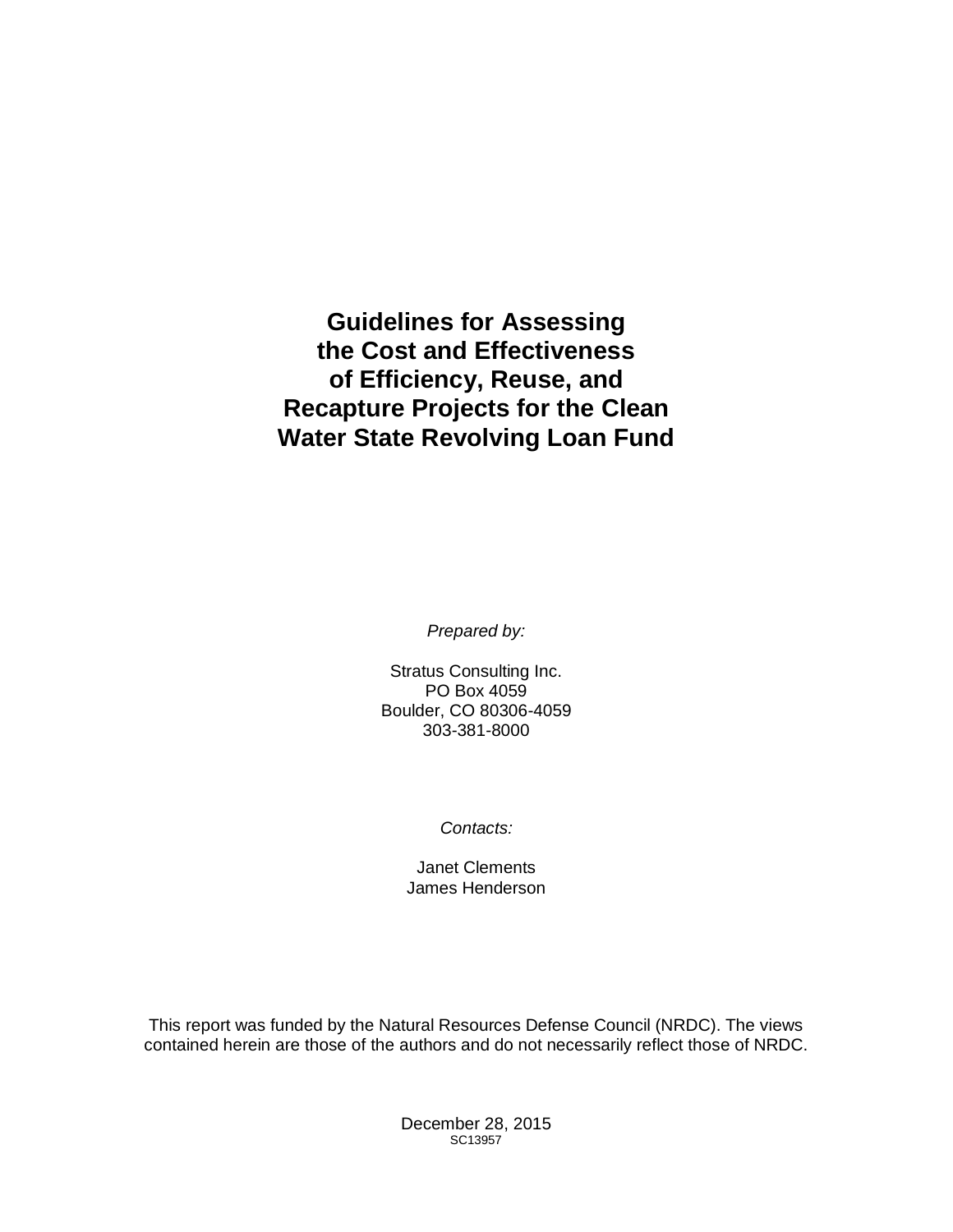# Guidelines for Assessing the Cost and Effectiveness of Efficiency, Reuse, and Recapture Projects for the Clean Water State Revolving Loan Fund

*Prepared by:*

Stratus Consulting Inc.
PO Box 4059
Boulder, CO 80306-4059
303-381-8000

*Contacts:*

Janet Clements
James Henderson

This report was funded by the Natural Resources Defense Council (NRDC). The views contained herein are those of the authors and do not necessarily reflect those of NRDC.

December 28, 2015
SC13957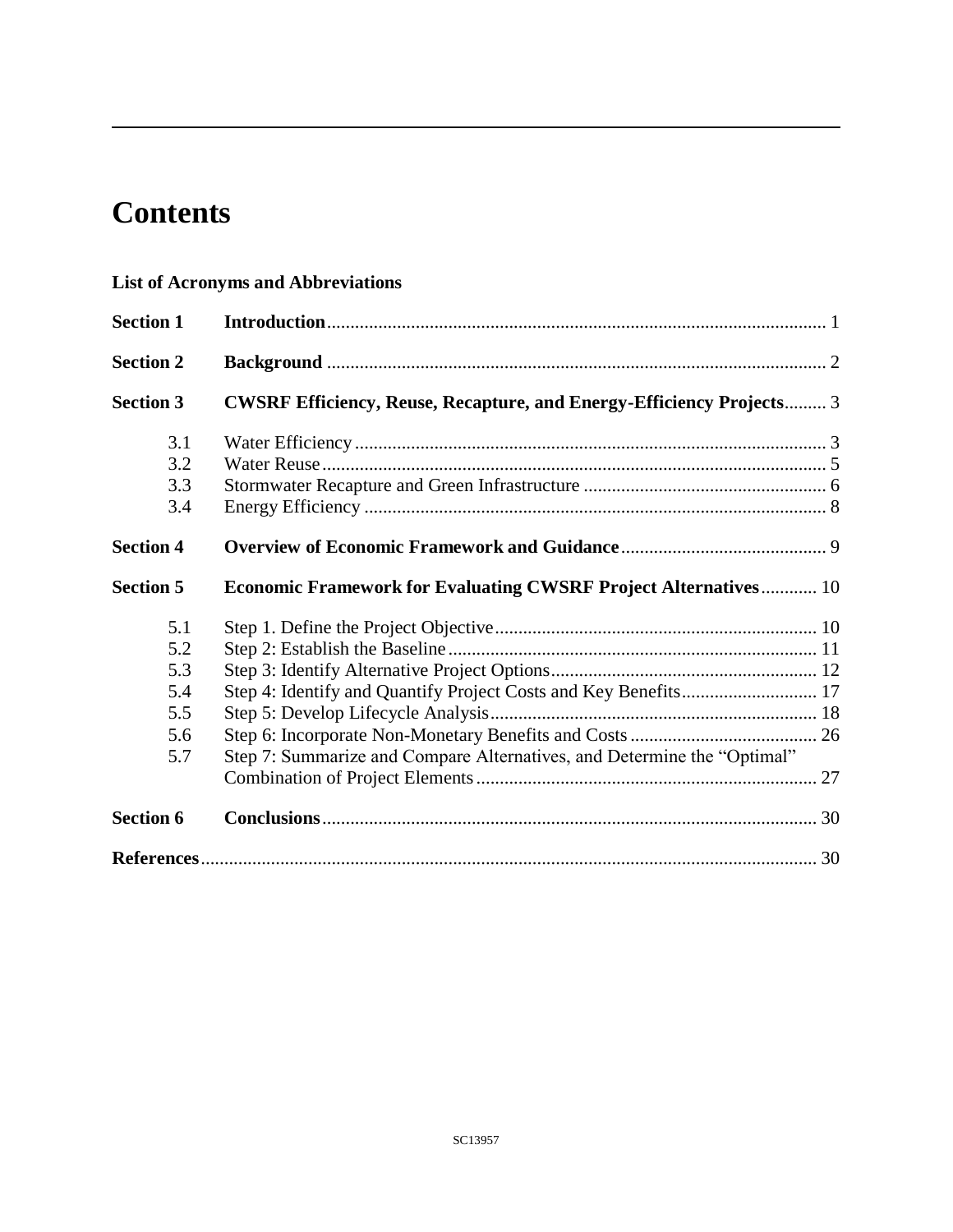# Contents

**List of Acronyms and Abbreviations**

| | | |
|---|---|---|
| **Section 1** | **Introduction** | 1 |
| **Section 2** | **Background** | 2 |
| **Section 3** | **CWSRF Efficiency, Reuse, Recapture, and Energy-Efficiency Projects** | 3 |
| 3.1 | Water Efficiency | 3 |
| 3.2 | Water Reuse | 5 |
| 3.3 | Stormwater Recapture and Green Infrastructure | 6 |
| 3.4 | Energy Efficiency | 8 |
| **Section 4** | **Overview of Economic Framework and Guidance** | 9 |
| **Section 5** | **Economic Framework for Evaluating CWSRF Project Alternatives** | 10 |
| 5.1 | Step 1. Define the Project Objective | 10 |
| 5.2 | Step 2: Establish the Baseline | 11 |
| 5.3 | Step 3: Identify Alternative Project Options | 12 |
| 5.4 | Step 4: Identify and Quantify Project Costs and Key Benefits | 17 |
| 5.5 | Step 5: Develop Lifecycle Analysis | 18 |
| 5.6 | Step 6: Incorporate Non-Monetary Benefits and Costs | 26 |
| 5.7 | Step 7: Summarize and Compare Alternatives, and Determine the "Optimal" Combination of Project Elements | 27 |
| **Section 6** | **Conclusions** | 30 |
| **References** | | 30 |

SC13957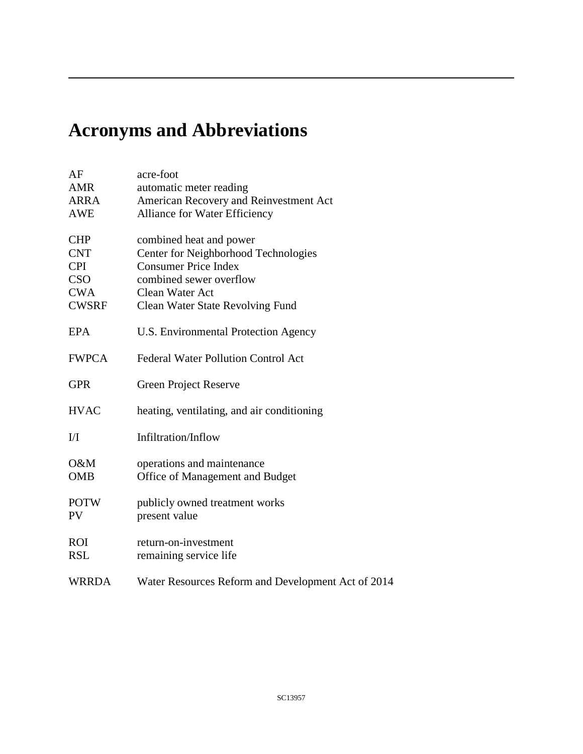# Acronyms and Abbreviations

| | |
|---|---|
| AF | acre-foot |
| AMR | automatic meter reading |
| ARRA | American Recovery and Reinvestment Act |
| AWE | Alliance for Water Efficiency |
| CHP | combined heat and power |
| CNT | Center for Neighborhood Technologies |
| CPI | Consumer Price Index |
| CSO | combined sewer overflow |
| CWA | Clean Water Act |
| CWSRF | Clean Water State Revolving Fund |
| EPA | U.S. Environmental Protection Agency |
| FWPCA | Federal Water Pollution Control Act |
| GPR | Green Project Reserve |
| HVAC | heating, ventilating, and air conditioning |
| I/I | Infiltration/Inflow |
| O&M | operations and maintenance |
| OMB | Office of Management and Budget |
| POTW | publicly owned treatment works |
| PV | present value |
| ROI | return-on-investment |
| RSL | remaining service life |
| WRRDA | Water Resources Reform and Development Act of 2014 |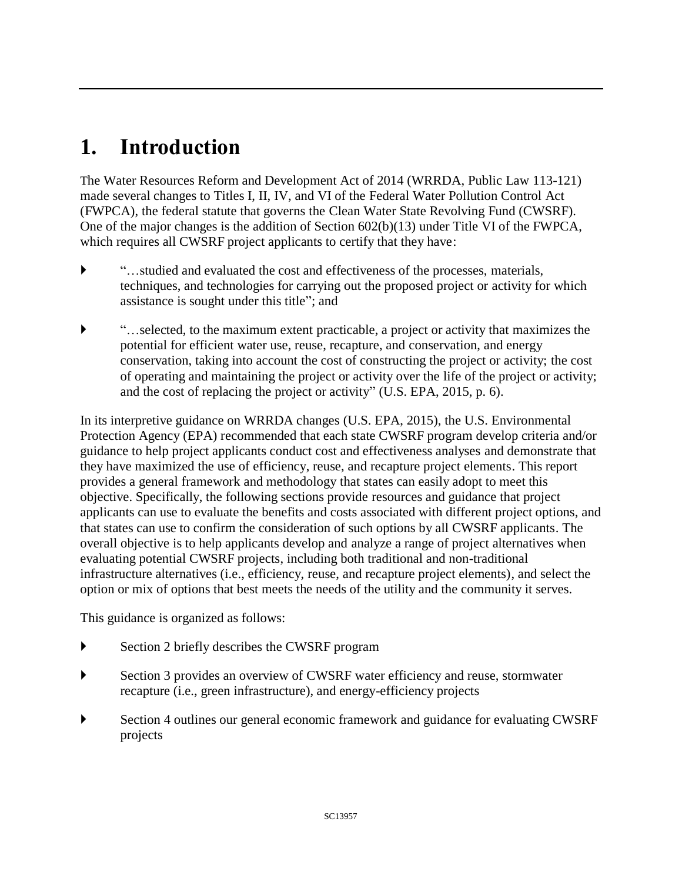# 1. Introduction

The Water Resources Reform and Development Act of 2014 (WRRDA, Public Law 113-121) made several changes to Titles I, II, IV, and VI of the Federal Water Pollution Control Act (FWPCA), the federal statute that governs the Clean Water State Revolving Fund (CWSRF). One of the major changes is the addition of Section 602(b)(13) under Title VI of the FWPCA, which requires all CWSRF project applicants to certify that they have:

- "…studied and evaluated the cost and effectiveness of the processes, materials, techniques, and technologies for carrying out the proposed project or activity for which assistance is sought under this title"; and
- "…selected, to the maximum extent practicable, a project or activity that maximizes the potential for efficient water use, reuse, recapture, and conservation, and energy conservation, taking into account the cost of constructing the project or activity; the cost of operating and maintaining the project or activity over the life of the project or activity; and the cost of replacing the project or activity" (U.S. EPA, 2015, p. 6).

In its interpretive guidance on WRRDA changes (U.S. EPA, 2015), the U.S. Environmental Protection Agency (EPA) recommended that each state CWSRF program develop criteria and/or guidance to help project applicants conduct cost and effectiveness analyses and demonstrate that they have maximized the use of efficiency, reuse, and recapture project elements. This report provides a general framework and methodology that states can easily adopt to meet this objective. Specifically, the following sections provide resources and guidance that project applicants can use to evaluate the benefits and costs associated with different project options, and that states can use to confirm the consideration of such options by all CWSRF applicants. The overall objective is to help applicants develop and analyze a range of project alternatives when evaluating potential CWSRF projects, including both traditional and non-traditional infrastructure alternatives (i.e., efficiency, reuse, and recapture project elements), and select the option or mix of options that best meets the needs of the utility and the community it serves.

This guidance is organized as follows:

- Section 2 briefly describes the CWSRF program
- Section 3 provides an overview of CWSRF water efficiency and reuse, stormwater recapture (i.e., green infrastructure), and energy-efficiency projects
- Section 4 outlines our general economic framework and guidance for evaluating CWSRF projects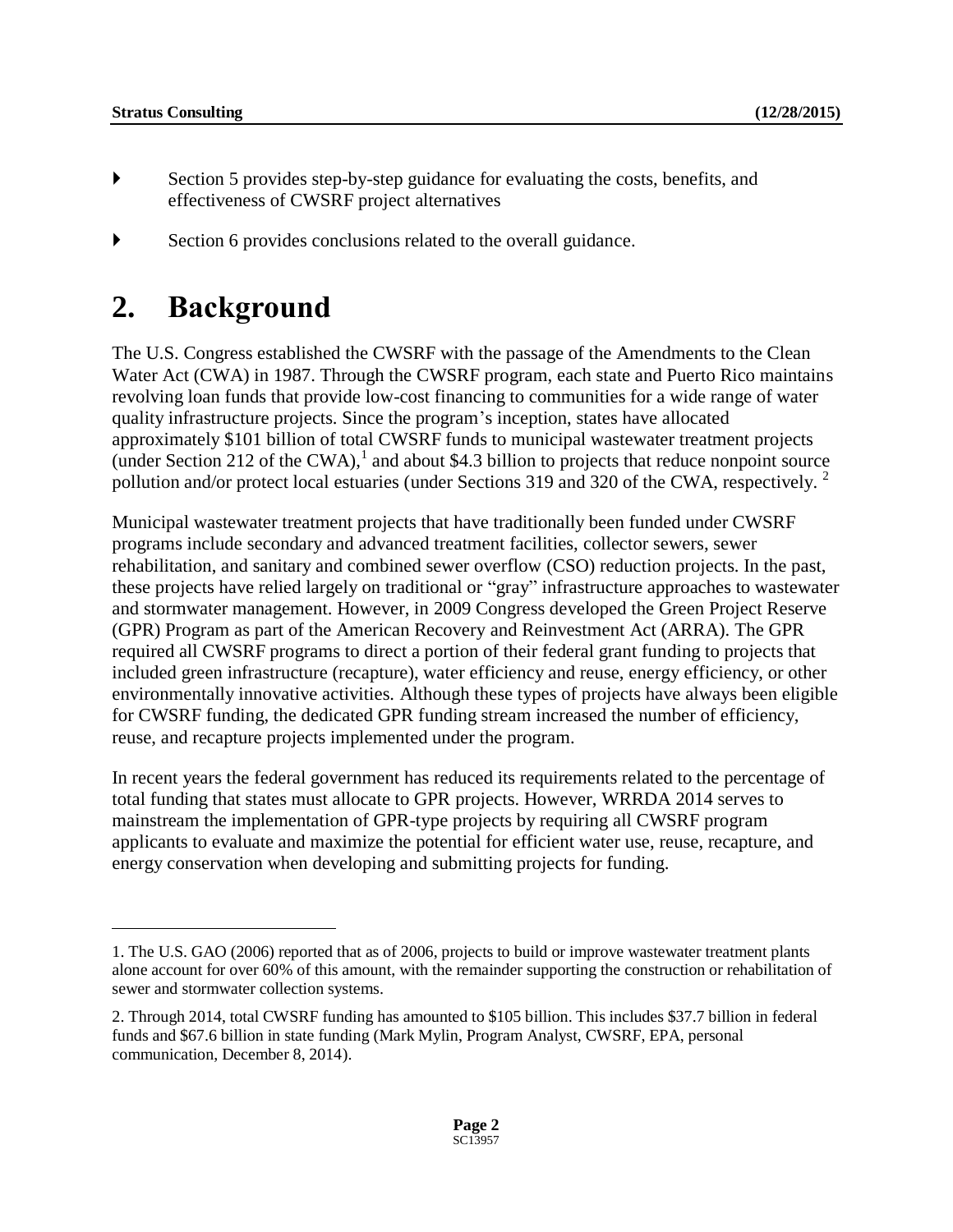- Section 5 provides step-by-step guidance for evaluating the costs, benefits, and effectiveness of CWSRF project alternatives
- Section 6 provides conclusions related to the overall guidance.

# 2. Background

The U.S. Congress established the CWSRF with the passage of the Amendments to the Clean Water Act (CWA) in 1987. Through the CWSRF program, each state and Puerto Rico maintains revolving loan funds that provide low-cost financing to communities for a wide range of water quality infrastructure projects. Since the program's inception, states have allocated approximately $101 billion of total CWSRF funds to municipal wastewater treatment projects (under Section 212 of the CWA),[1] and about $4.3 billion to projects that reduce nonpoint source pollution and/or protect local estuaries (under Sections 319 and 320 of the CWA, respectively.[2]

Municipal wastewater treatment projects that have traditionally been funded under CWSRF programs include secondary and advanced treatment facilities, collector sewers, sewer rehabilitation, and sanitary and combined sewer overflow (CSO) reduction projects. In the past, these projects have relied largely on traditional or "gray" infrastructure approaches to wastewater and stormwater management. However, in 2009 Congress developed the Green Project Reserve (GPR) Program as part of the American Recovery and Reinvestment Act (ARRA). The GPR required all CWSRF programs to direct a portion of their federal grant funding to projects that included green infrastructure (recapture), water efficiency and reuse, energy efficiency, or other environmentally innovative activities. Although these types of projects have always been eligible for CWSRF funding, the dedicated GPR funding stream increased the number of efficiency, reuse, and recapture projects implemented under the program.

In recent years the federal government has reduced its requirements related to the percentage of total funding that states must allocate to GPR projects. However, WRRDA 2014 serves to mainstream the implementation of GPR-type projects by requiring all CWSRF program applicants to evaluate and maximize the potential for efficient water use, reuse, recapture, and energy conservation when developing and submitting projects for funding.

---

1. The U.S. GAO (2006) reported that as of 2006, projects to build or improve wastewater treatment plants alone account for over 60% of this amount, with the remainder supporting the construction or rehabilitation of sewer and stormwater collection systems.

2. Through 2014, total CWSRF funding has amounted to $105 billion. This includes $37.7 billion in federal funds and $67.6 billion in state funding (Mark Mylin, Program Analyst, CWSRF, EPA, personal communication, December 8, 2014).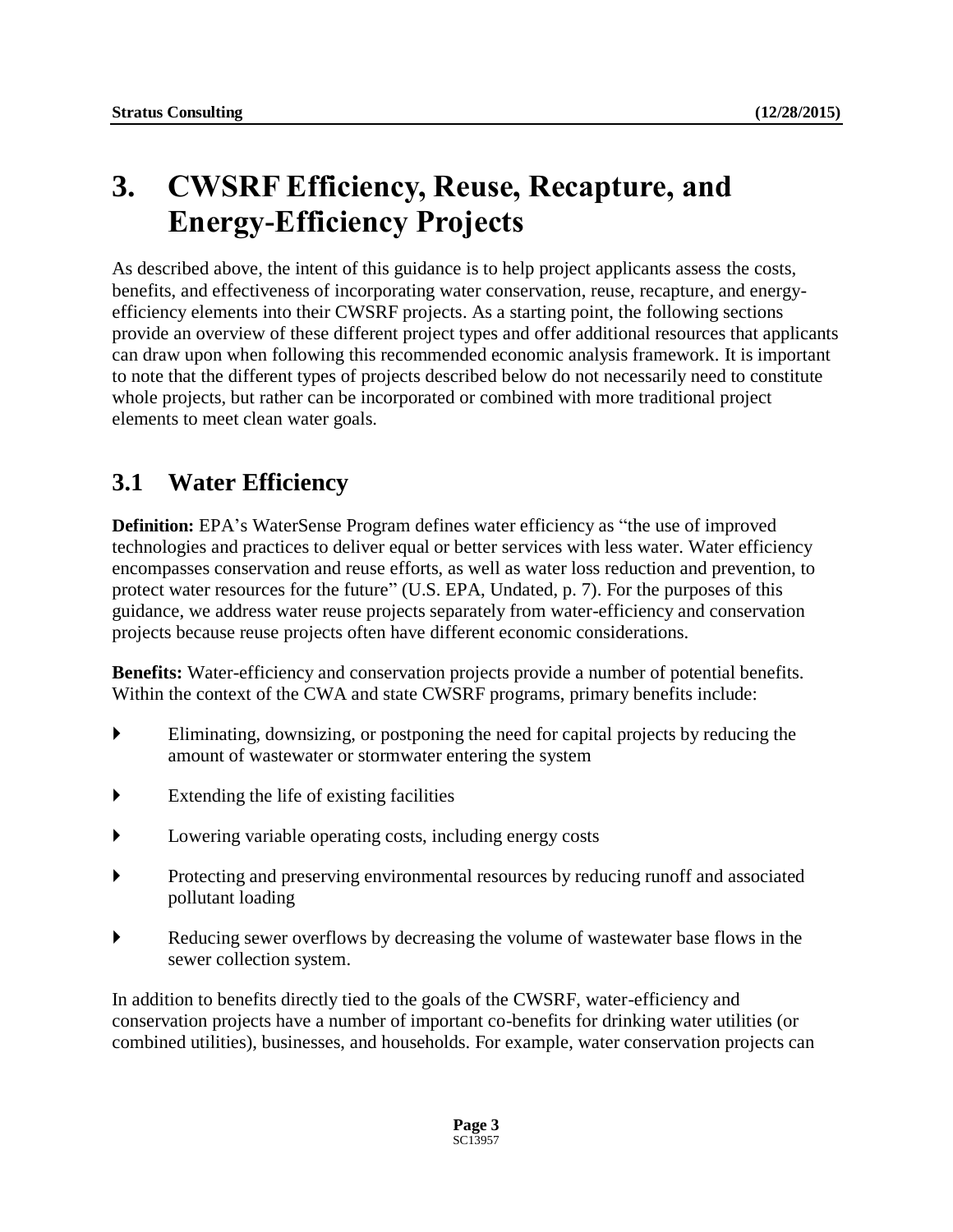# 3. CWSRF Efficiency, Reuse, Recapture, and Energy-Efficiency Projects

As described above, the intent of this guidance is to help project applicants assess the costs, benefits, and effectiveness of incorporating water conservation, reuse, recapture, and energy-efficiency elements into their CWSRF projects. As a starting point, the following sections provide an overview of these different project types and offer additional resources that applicants can draw upon when following this recommended economic analysis framework. It is important to note that the different types of projects described below do not necessarily need to constitute whole projects, but rather can be incorporated or combined with more traditional project elements to meet clean water goals.

## 3.1 Water Efficiency

**Definition:** EPA's WaterSense Program defines water efficiency as "the use of improved technologies and practices to deliver equal or better services with less water. Water efficiency encompasses conservation and reuse efforts, as well as water loss reduction and prevention, to protect water resources for the future" (U.S. EPA, Undated, p. 7). For the purposes of this guidance, we address water reuse projects separately from water-efficiency and conservation projects because reuse projects often have different economic considerations.

**Benefits:** Water-efficiency and conservation projects provide a number of potential benefits. Within the context of the CWA and state CWSRF programs, primary benefits include:

- Eliminating, downsizing, or postponing the need for capital projects by reducing the amount of wastewater or stormwater entering the system
- Extending the life of existing facilities
- Lowering variable operating costs, including energy costs
- Protecting and preserving environmental resources by reducing runoff and associated pollutant loading
- Reducing sewer overflows by decreasing the volume of wastewater base flows in the sewer collection system.

In addition to benefits directly tied to the goals of the CWSRF, water-efficiency and conservation projects have a number of important co-benefits for drinking water utilities (or combined utilities), businesses, and households. For example, water conservation projects can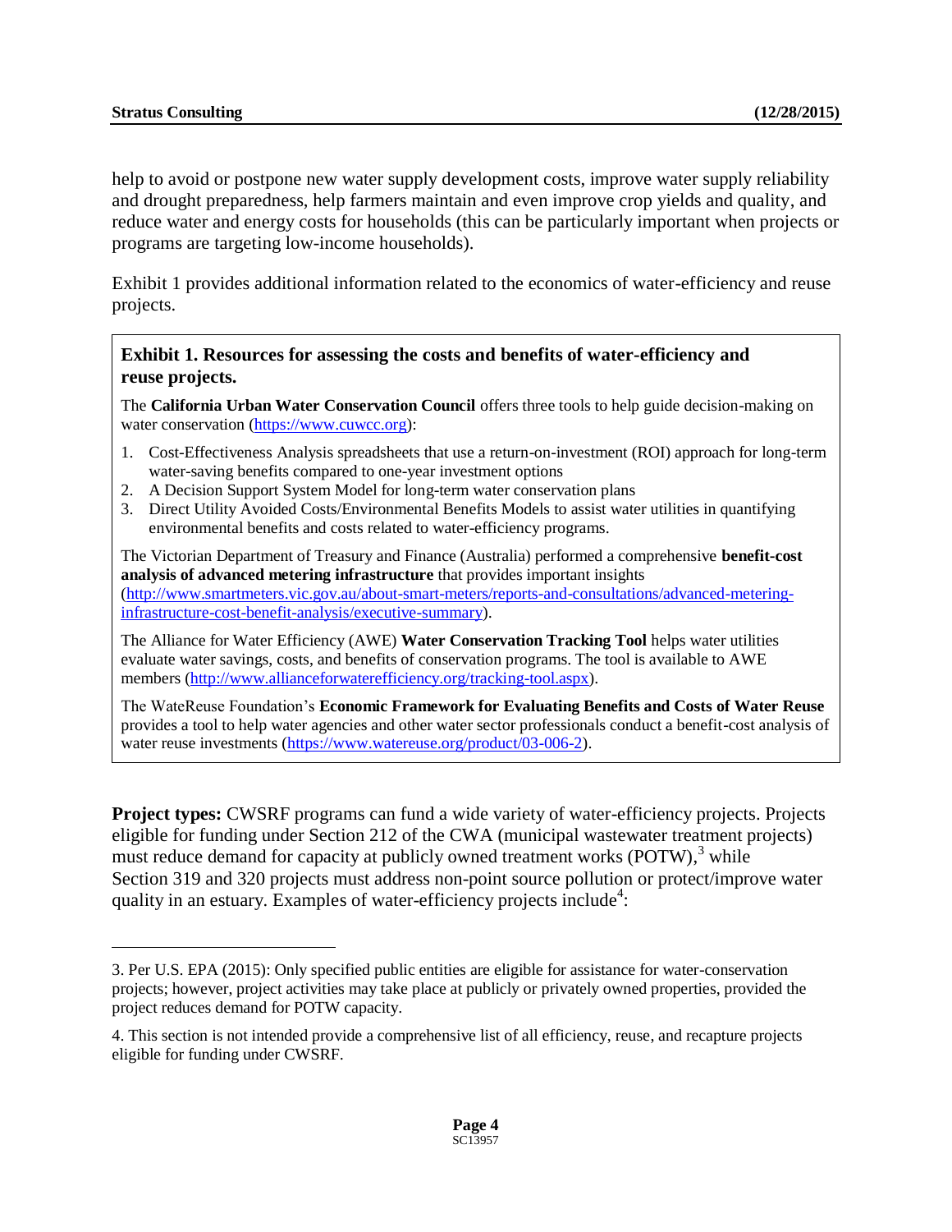help to avoid or postpone new water supply development costs, improve water supply reliability and drought preparedness, help farmers maintain and even improve crop yields and quality, and reduce water and energy costs for households (this can be particularly important when projects or programs are targeting low-income households).

Exhibit 1 provides additional information related to the economics of water-efficiency and reuse projects.

**Exhibit 1. Resources for assessing the costs and benefits of water-efficiency and reuse projects.**

The **California Urban Water Conservation Council** offers three tools to help guide decision-making on water conservation (https://www.cuwcc.org):

1. Cost-Effectiveness Analysis spreadsheets that use a return-on-investment (ROI) approach for long-term water-saving benefits compared to one-year investment options
2. A Decision Support System Model for long-term water conservation plans
3. Direct Utility Avoided Costs/Environmental Benefits Models to assist water utilities in quantifying environmental benefits and costs related to water-efficiency programs.

The Victorian Department of Treasury and Finance (Australia) performed a comprehensive **benefit-cost analysis of advanced metering infrastructure** that provides important insights (http://www.smartmeters.vic.gov.au/about-smart-meters/reports-and-consultations/advanced-metering-infrastructure-cost-benefit-analysis/executive-summary).

The Alliance for Water Efficiency (AWE) **Water Conservation Tracking Tool** helps water utilities evaluate water savings, costs, and benefits of conservation programs. The tool is available to AWE members (http://www.allianceforwaterefficiency.org/tracking-tool.aspx).

The WateReuse Foundation's **Economic Framework for Evaluating Benefits and Costs of Water Reuse** provides a tool to help water agencies and other water sector professionals conduct a benefit-cost analysis of water reuse investments (https://www.watereuse.org/product/03-006-2).

**Project types:** CWSRF programs can fund a wide variety of water-efficiency projects. Projects eligible for funding under Section 212 of the CWA (municipal wastewater treatment projects) must reduce demand for capacity at publicly owned treatment works (POTW),[3] while Section 319 and 320 projects must address non-point source pollution or protect/improve water quality in an estuary. Examples of water-efficiency projects include[4]:

3. Per U.S. EPA (2015): Only specified public entities are eligible for assistance for water-conservation projects; however, project activities may take place at publicly or privately owned properties, provided the project reduces demand for POTW capacity.

4. This section is not intended provide a comprehensive list of all efficiency, reuse, and recapture projects eligible for funding under CWSRF.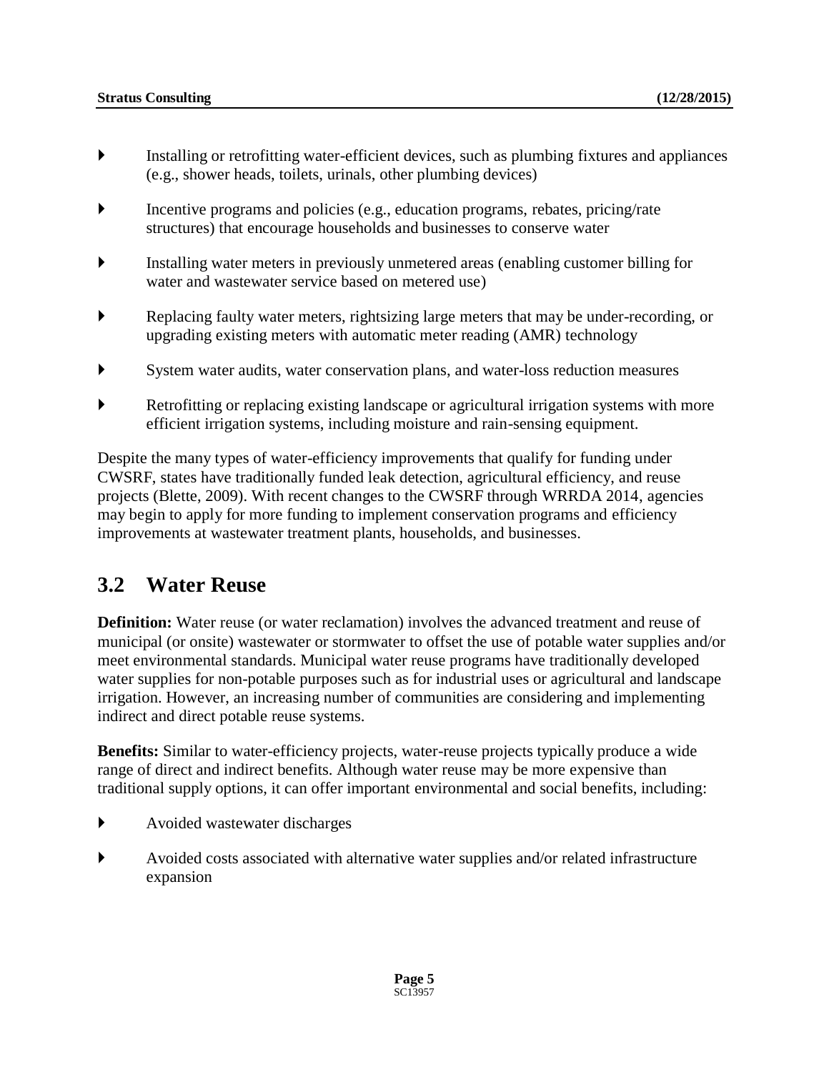- Installing or retrofitting water-efficient devices, such as plumbing fixtures and appliances (e.g., shower heads, toilets, urinals, other plumbing devices)
- Incentive programs and policies (e.g., education programs, rebates, pricing/rate structures) that encourage households and businesses to conserve water
- Installing water meters in previously unmetered areas (enabling customer billing for water and wastewater service based on metered use)
- Replacing faulty water meters, rightsizing large meters that may be under-recording, or upgrading existing meters with automatic meter reading (AMR) technology
- System water audits, water conservation plans, and water-loss reduction measures
- Retrofitting or replacing existing landscape or agricultural irrigation systems with more efficient irrigation systems, including moisture and rain-sensing equipment.

Despite the many types of water-efficiency improvements that qualify for funding under CWSRF, states have traditionally funded leak detection, agricultural efficiency, and reuse projects (Blette, 2009). With recent changes to the CWSRF through WRRDA 2014, agencies may begin to apply for more funding to implement conservation programs and efficiency improvements at wastewater treatment plants, households, and businesses.

## 3.2 Water Reuse

**Definition:** Water reuse (or water reclamation) involves the advanced treatment and reuse of municipal (or onsite) wastewater or stormwater to offset the use of potable water supplies and/or meet environmental standards. Municipal water reuse programs have traditionally developed water supplies for non-potable purposes such as for industrial uses or agricultural and landscape irrigation. However, an increasing number of communities are considering and implementing indirect and direct potable reuse systems.

**Benefits:** Similar to water-efficiency projects, water-reuse projects typically produce a wide range of direct and indirect benefits. Although water reuse may be more expensive than traditional supply options, it can offer important environmental and social benefits, including:

- Avoided wastewater discharges
- Avoided costs associated with alternative water supplies and/or related infrastructure expansion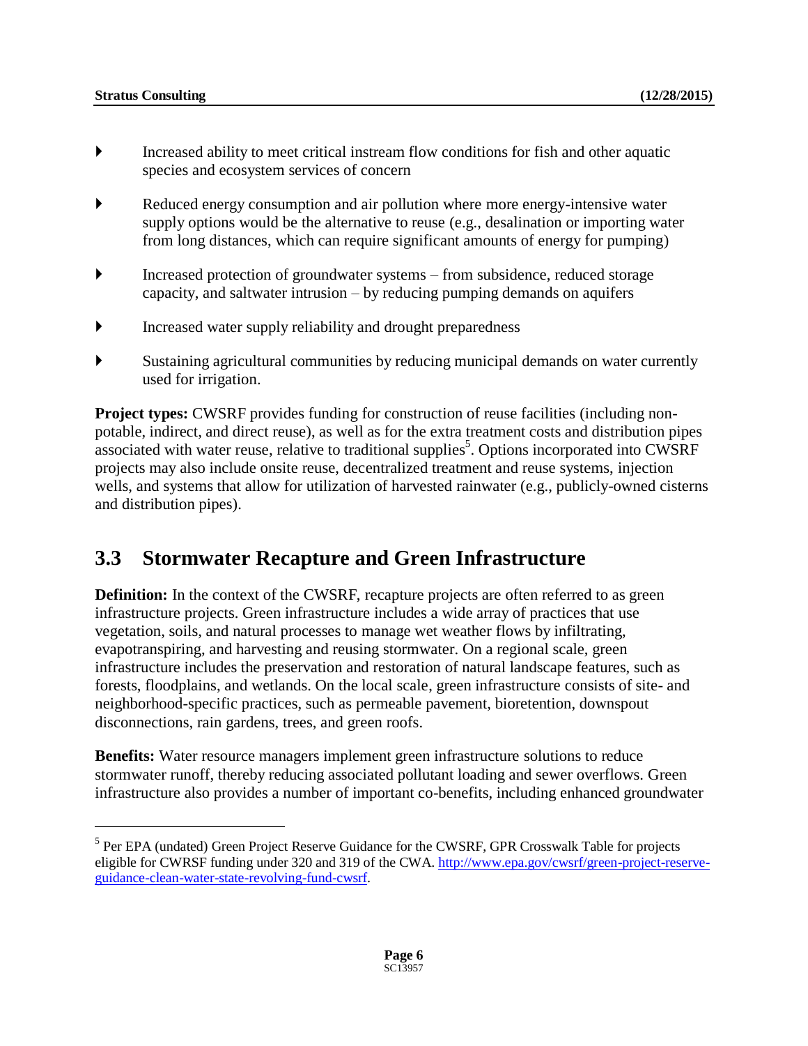- Increased ability to meet critical instream flow conditions for fish and other aquatic species and ecosystem services of concern
- Reduced energy consumption and air pollution where more energy-intensive water supply options would be the alternative to reuse (e.g., desalination or importing water from long distances, which can require significant amounts of energy for pumping)
- Increased protection of groundwater systems – from subsidence, reduced storage capacity, and saltwater intrusion – by reducing pumping demands on aquifers
- Increased water supply reliability and drought preparedness
- Sustaining agricultural communities by reducing municipal demands on water currently used for irrigation.

**Project types:** CWSRF provides funding for construction of reuse facilities (including non-potable, indirect, and direct reuse), as well as for the extra treatment costs and distribution pipes associated with water reuse, relative to traditional supplies[5]. Options incorporated into CWSRF projects may also include onsite reuse, decentralized treatment and reuse systems, injection wells, and systems that allow for utilization of harvested rainwater (e.g., publicly-owned cisterns and distribution pipes).

## 3.3 Stormwater Recapture and Green Infrastructure

**Definition:** In the context of the CWSRF, recapture projects are often referred to as green infrastructure projects. Green infrastructure includes a wide array of practices that use vegetation, soils, and natural processes to manage wet weather flows by infiltrating, evapotranspiring, and harvesting and reusing stormwater. On a regional scale, green infrastructure includes the preservation and restoration of natural landscape features, such as forests, floodplains, and wetlands. On the local scale, green infrastructure consists of site- and neighborhood-specific practices, such as permeable pavement, bioretention, downspout disconnections, rain gardens, trees, and green roofs.

**Benefits:** Water resource managers implement green infrastructure solutions to reduce stormwater runoff, thereby reducing associated pollutant loading and sewer overflows. Green infrastructure also provides a number of important co-benefits, including enhanced groundwater

[5] Per EPA (undated) Green Project Reserve Guidance for the CWSRF, GPR Crosswalk Table for projects eligible for CWRSF funding under 320 and 319 of the CWA. http://www.epa.gov/cwsrf/green-project-reserve-guidance-clean-water-state-revolving-fund-cwsrf.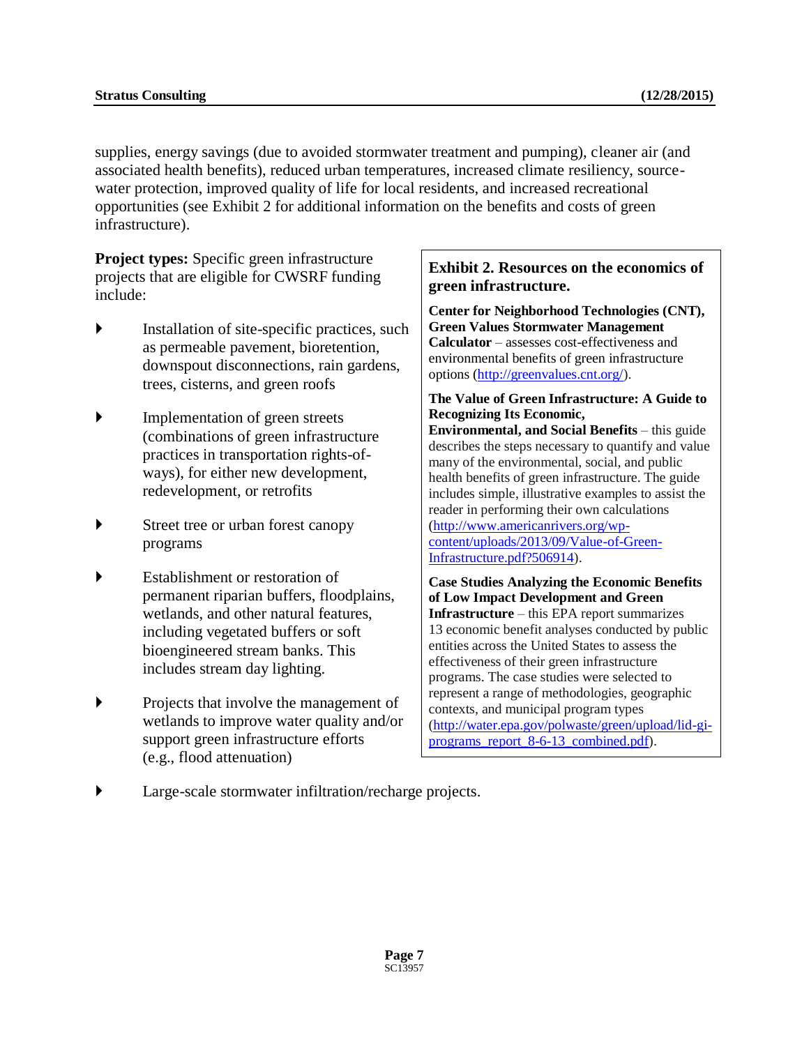supplies, energy savings (due to avoided stormwater treatment and pumping), cleaner air (and associated health benefits), reduced urban temperatures, increased climate resiliency, source-water protection, improved quality of life for local residents, and increased recreational opportunities (see Exhibit 2 for additional information on the benefits and costs of green infrastructure).

**Project types:** Specific green infrastructure projects that are eligible for CWSRF funding include:

- Installation of site-specific practices, such as permeable pavement, bioretention, downspout disconnections, rain gardens, trees, cisterns, and green roofs
- Implementation of green streets (combinations of green infrastructure practices in transportation rights-of-ways), for either new development, redevelopment, or retrofits
- Street tree or urban forest canopy programs
- Establishment or restoration of permanent riparian buffers, floodplains, wetlands, and other natural features, including vegetated buffers or soft bioengineered stream banks. This includes stream day lighting.
- Projects that involve the management of wetlands to improve water quality and/or support green infrastructure efforts (e.g., flood attenuation)
- Large-scale stormwater infiltration/recharge projects.

> **Exhibit 2. Resources on the economics of green infrastructure.**
>
> **Center for Neighborhood Technologies (CNT), Green Values Stormwater Management Calculator** – assesses cost-effectiveness and environmental benefits of green infrastructure options (http://greenvalues.cnt.org/).
>
> **The Value of Green Infrastructure: A Guide to Recognizing Its Economic, Environmental, and Social Benefits** – this guide describes the steps necessary to quantify and value many of the environmental, social, and public health benefits of green infrastructure. The guide includes simple, illustrative examples to assist the reader in performing their own calculations (http://www.americanrivers.org/wp-content/uploads/2013/09/Value-of-Green-Infrastructure.pdf?506914).
>
> **Case Studies Analyzing the Economic Benefits of Low Impact Development and Green Infrastructure** – this EPA report summarizes 13 economic benefit analyses conducted by public entities across the United States to assess the effectiveness of their green infrastructure programs. The case studies were selected to represent a range of methodologies, geographic contexts, and municipal program types (http://water.epa.gov/polwaste/green/upload/lid-gi-programs_report_8-6-13_combined.pdf).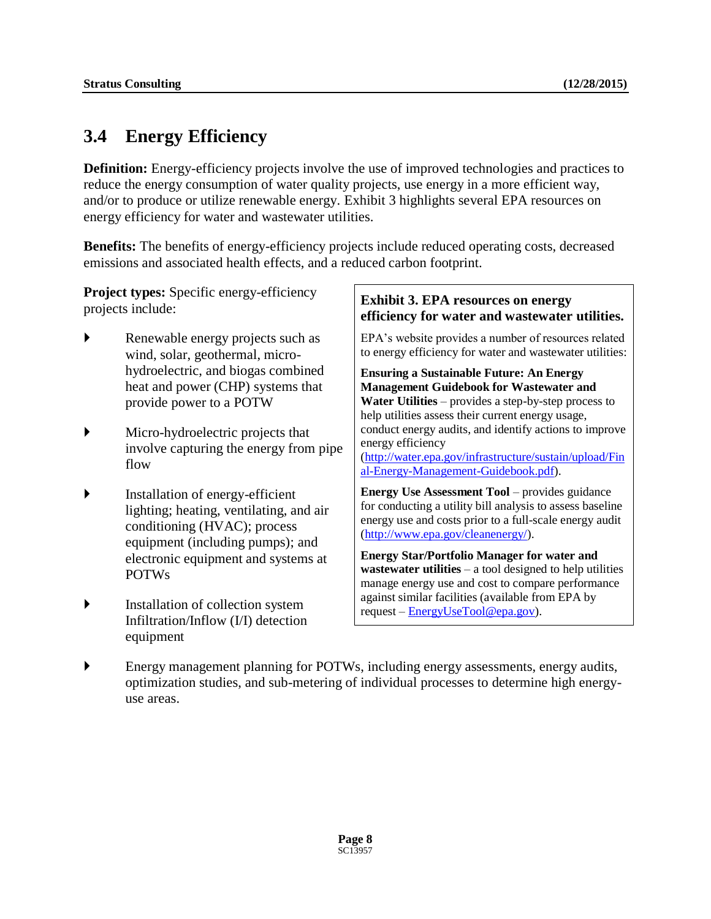## 3.4 Energy Efficiency

**Definition:** Energy-efficiency projects involve the use of improved technologies and practices to reduce the energy consumption of water quality projects, use energy in a more efficient way, and/or to produce or utilize renewable energy. Exhibit 3 highlights several EPA resources on energy efficiency for water and wastewater utilities.

**Benefits:** The benefits of energy-efficiency projects include reduced operating costs, decreased emissions and associated health effects, and a reduced carbon footprint.

**Project types:** Specific energy-efficiency projects include:

- Renewable energy projects such as wind, solar, geothermal, micro-hydroelectric, and biogas combined heat and power (CHP) systems that provide power to a POTW
- Micro-hydroelectric projects that involve capturing the energy from pipe flow
- Installation of energy-efficient lighting; heating, ventilating, and air conditioning (HVAC); process equipment (including pumps); and electronic equipment and systems at POTWs
- Installation of collection system Infiltration/Inflow (I/I) detection equipment
- Energy management planning for POTWs, including energy assessments, energy audits, optimization studies, and sub-metering of individual processes to determine high energy-use areas.

**Exhibit 3. EPA resources on energy efficiency for water and wastewater utilities.**

EPA's website provides a number of resources related to energy efficiency for water and wastewater utilities:

**Ensuring a Sustainable Future: An Energy Management Guidebook for Wastewater and Water Utilities** – provides a step-by-step process to help utilities assess their current energy usage, conduct energy audits, and identify actions to improve energy efficiency (http://water.epa.gov/infrastructure/sustain/upload/Final-Energy-Management-Guidebook.pdf).

**Energy Use Assessment Tool** – provides guidance for conducting a utility bill analysis to assess baseline energy use and costs prior to a full-scale energy audit (http://www.epa.gov/cleanenergy/).

**Energy Star/Portfolio Manager for water and wastewater utilities** – a tool designed to help utilities manage energy use and cost to compare performance against similar facilities (available from EPA by request – EnergyUseTool@epa.gov).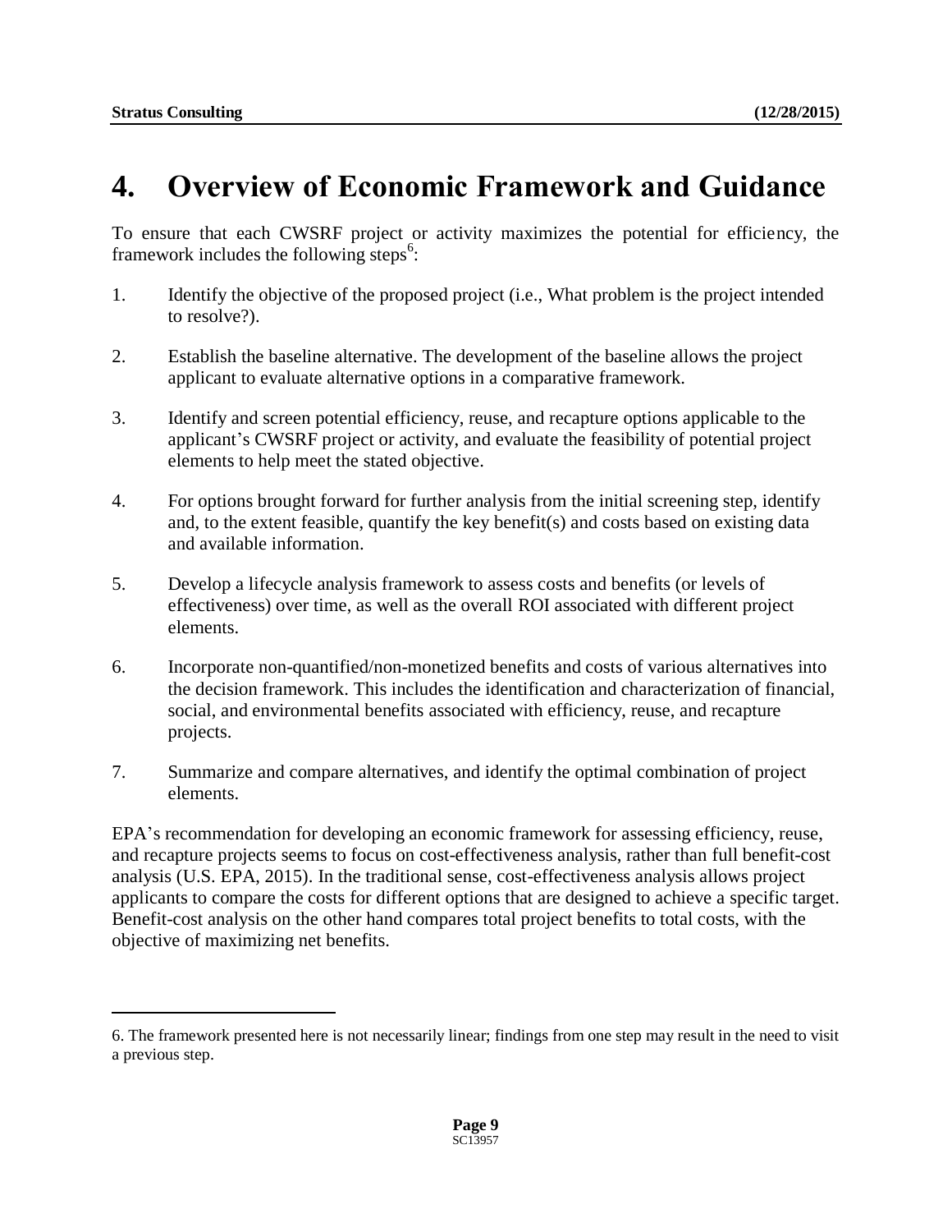# 4. Overview of Economic Framework and Guidance

To ensure that each CWSRF project or activity maximizes the potential for efficiency, the framework includes the following steps[6]:

1. Identify the objective of the proposed project (i.e., What problem is the project intended to resolve?).

2. Establish the baseline alternative. The development of the baseline allows the project applicant to evaluate alternative options in a comparative framework.

3. Identify and screen potential efficiency, reuse, and recapture options applicable to the applicant's CWSRF project or activity, and evaluate the feasibility of potential project elements to help meet the stated objective.

4. For options brought forward for further analysis from the initial screening step, identify and, to the extent feasible, quantify the key benefit(s) and costs based on existing data and available information.

5. Develop a lifecycle analysis framework to assess costs and benefits (or levels of effectiveness) over time, as well as the overall ROI associated with different project elements.

6. Incorporate non-quantified/non-monetized benefits and costs of various alternatives into the decision framework. This includes the identification and characterization of financial, social, and environmental benefits associated with efficiency, reuse, and recapture projects.

7. Summarize and compare alternatives, and identify the optimal combination of project elements.

EPA's recommendation for developing an economic framework for assessing efficiency, reuse, and recapture projects seems to focus on cost-effectiveness analysis, rather than full benefit-cost analysis (U.S. EPA, 2015). In the traditional sense, cost-effectiveness analysis allows project applicants to compare the costs for different options that are designed to achieve a specific target. Benefit-cost analysis on the other hand compares total project benefits to total costs, with the objective of maximizing net benefits.

6. The framework presented here is not necessarily linear; findings from one step may result in the need to visit a previous step.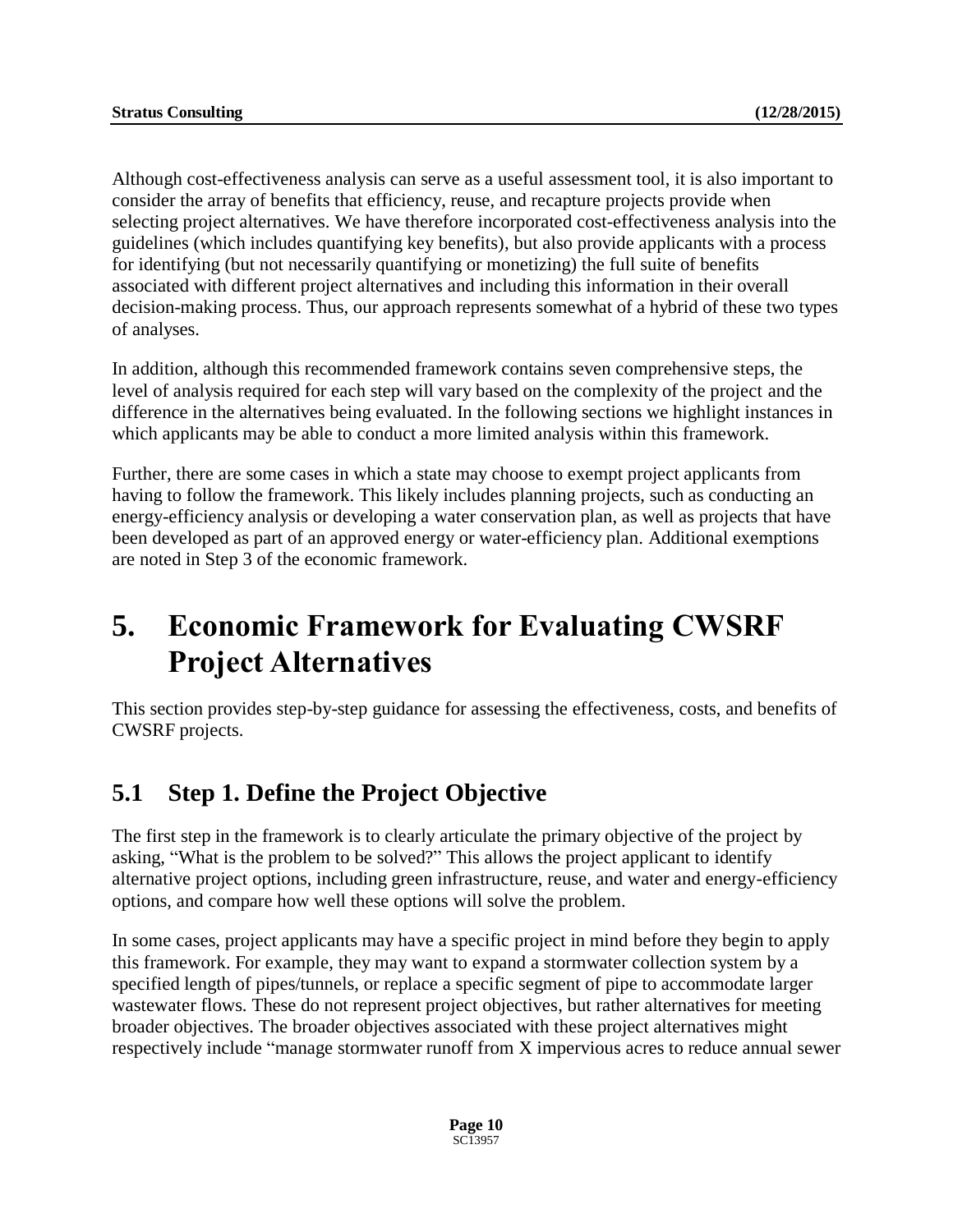Although cost-effectiveness analysis can serve as a useful assessment tool, it is also important to consider the array of benefits that efficiency, reuse, and recapture projects provide when selecting project alternatives. We have therefore incorporated cost-effectiveness analysis into the guidelines (which includes quantifying key benefits), but also provide applicants with a process for identifying (but not necessarily quantifying or monetizing) the full suite of benefits associated with different project alternatives and including this information in their overall decision-making process. Thus, our approach represents somewhat of a hybrid of these two types of analyses.

In addition, although this recommended framework contains seven comprehensive steps, the level of analysis required for each step will vary based on the complexity of the project and the difference in the alternatives being evaluated. In the following sections we highlight instances in which applicants may be able to conduct a more limited analysis within this framework.

Further, there are some cases in which a state may choose to exempt project applicants from having to follow the framework. This likely includes planning projects, such as conducting an energy-efficiency analysis or developing a water conservation plan, as well as projects that have been developed as part of an approved energy or water-efficiency plan. Additional exemptions are noted in Step 3 of the economic framework.

# 5. Economic Framework for Evaluating CWSRF Project Alternatives

This section provides step-by-step guidance for assessing the effectiveness, costs, and benefits of CWSRF projects.

## 5.1 Step 1. Define the Project Objective

The first step in the framework is to clearly articulate the primary objective of the project by asking, "What is the problem to be solved?" This allows the project applicant to identify alternative project options, including green infrastructure, reuse, and water and energy-efficiency options, and compare how well these options will solve the problem.

In some cases, project applicants may have a specific project in mind before they begin to apply this framework. For example, they may want to expand a stormwater collection system by a specified length of pipes/tunnels, or replace a specific segment of pipe to accommodate larger wastewater flows. These do not represent project objectives, but rather alternatives for meeting broader objectives. The broader objectives associated with these project alternatives might respectively include "manage stormwater runoff from X impervious acres to reduce annual sewer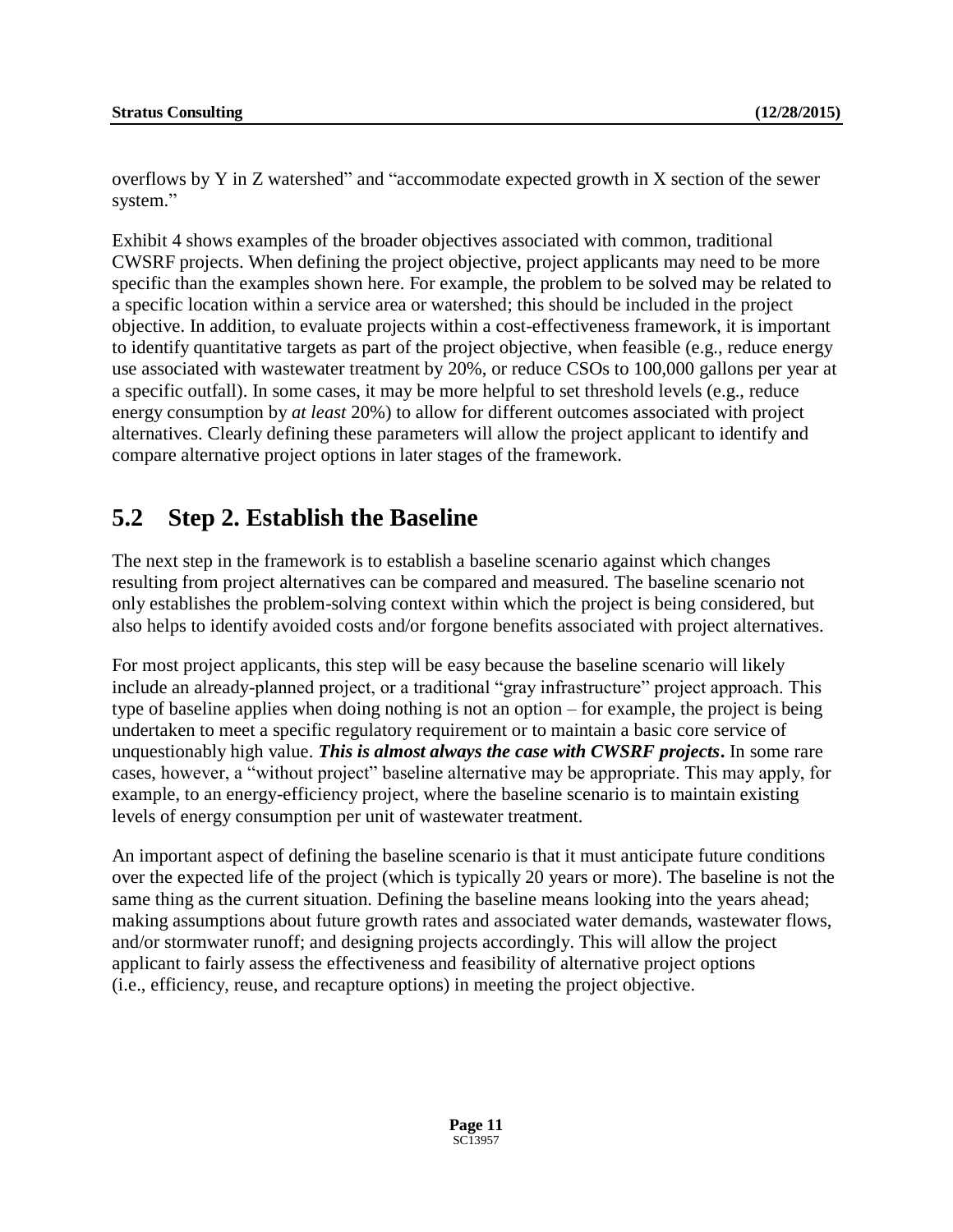overflows by Y in Z watershed" and "accommodate expected growth in X section of the sewer system."

Exhibit 4 shows examples of the broader objectives associated with common, traditional CWSRF projects. When defining the project objective, project applicants may need to be more specific than the examples shown here. For example, the problem to be solved may be related to a specific location within a service area or watershed; this should be included in the project objective. In addition, to evaluate projects within a cost-effectiveness framework, it is important to identify quantitative targets as part of the project objective, when feasible (e.g., reduce energy use associated with wastewater treatment by 20%, or reduce CSOs to 100,000 gallons per year at a specific outfall). In some cases, it may be more helpful to set threshold levels (e.g., reduce energy consumption by *at least* 20%) to allow for different outcomes associated with project alternatives. Clearly defining these parameters will allow the project applicant to identify and compare alternative project options in later stages of the framework.

## 5.2 Step 2. Establish the Baseline

The next step in the framework is to establish a baseline scenario against which changes resulting from project alternatives can be compared and measured. The baseline scenario not only establishes the problem-solving context within which the project is being considered, but also helps to identify avoided costs and/or forgone benefits associated with project alternatives.

For most project applicants, this step will be easy because the baseline scenario will likely include an already-planned project, or a traditional "gray infrastructure" project approach. This type of baseline applies when doing nothing is not an option – for example, the project is being undertaken to meet a specific regulatory requirement or to maintain a basic core service of unquestionably high value. ***This is almost always the case with CWSRF projects*.** In some rare cases, however, a "without project" baseline alternative may be appropriate. This may apply, for example, to an energy-efficiency project, where the baseline scenario is to maintain existing levels of energy consumption per unit of wastewater treatment.

An important aspect of defining the baseline scenario is that it must anticipate future conditions over the expected life of the project (which is typically 20 years or more). The baseline is not the same thing as the current situation. Defining the baseline means looking into the years ahead; making assumptions about future growth rates and associated water demands, wastewater flows, and/or stormwater runoff; and designing projects accordingly. This will allow the project applicant to fairly assess the effectiveness and feasibility of alternative project options (i.e., efficiency, reuse, and recapture options) in meeting the project objective.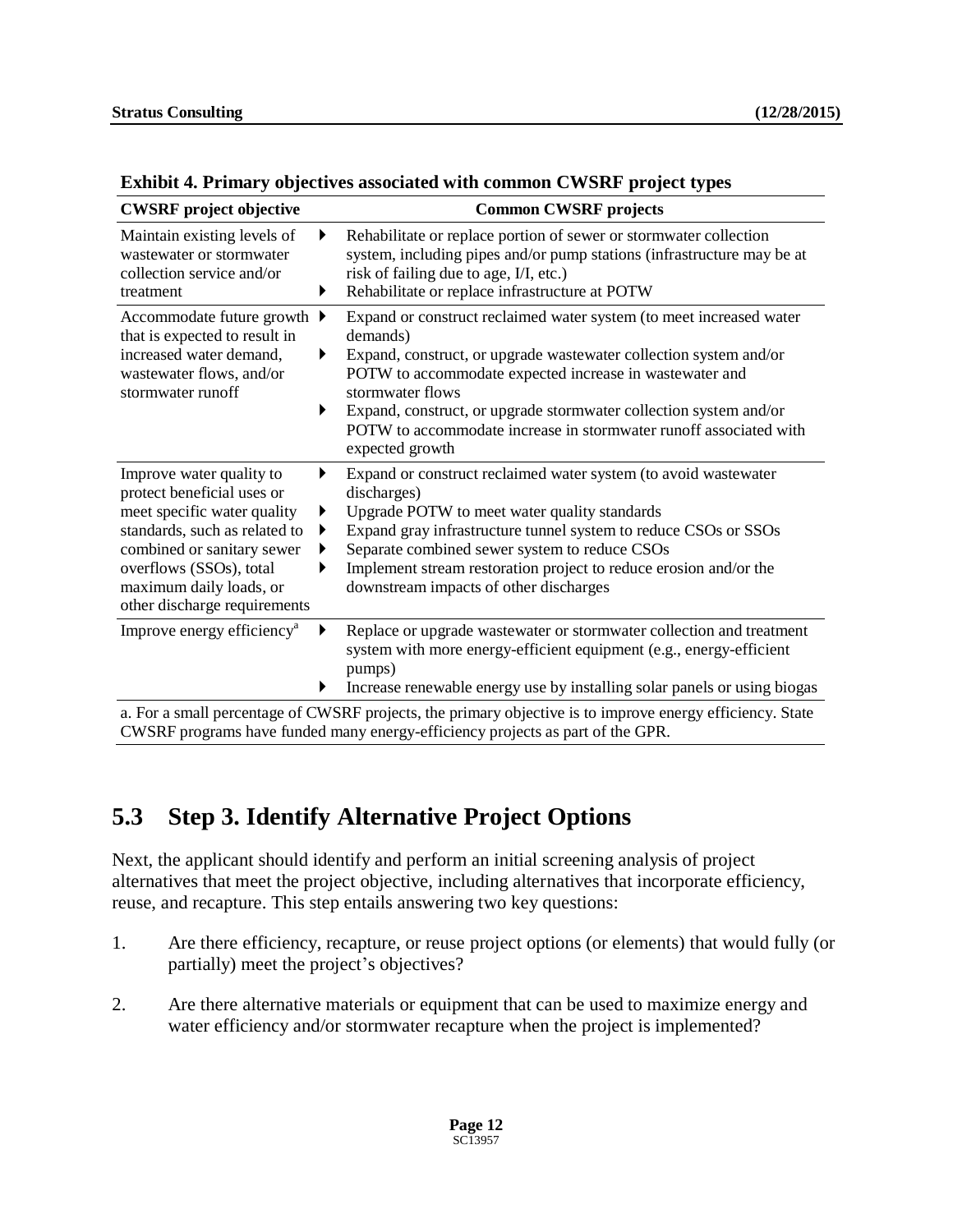**Exhibit 4. Primary objectives associated with common CWSRF project types**

| CWSRF project objective | Common CWSRF projects |
|---|---|
| Maintain existing levels of wastewater or stormwater collection service and/or treatment | ▸ Rehabilitate or replace portion of sewer or stormwater collection system, including pipes and/or pump stations (infrastructure may be at risk of failing due to age, I/I, etc.)<br>▸ Rehabilitate or replace infrastructure at POTW |
| Accommodate future growth that is expected to result in increased water demand, wastewater flows, and/or stormwater runoff | ▸ Expand or construct reclaimed water system (to meet increased water demands)<br>▸ Expand, construct, or upgrade wastewater collection system and/or POTW to accommodate expected increase in wastewater and stormwater flows<br>▸ Expand, construct, or upgrade stormwater collection system and/or POTW to accommodate increase in stormwater runoff associated with expected growth |
| Improve water quality to protect beneficial uses or meet specific water quality standards, such as related to combined or sanitary sewer overflows (SSOs), total maximum daily loads, or other discharge requirements | ▸ Expand or construct reclaimed water system (to avoid wastewater discharges)<br>▸ Upgrade POTW to meet water quality standards<br>▸ Expand gray infrastructure tunnel system to reduce CSOs or SSOs<br>▸ Separate combined sewer system to reduce CSOs<br>▸ Implement stream restoration project to reduce erosion and/or the downstream impacts of other discharges |
| Improve energy efficiency[a] | ▸ Replace or upgrade wastewater or stormwater collection and treatment system with more energy-efficient equipment (e.g., energy-efficient pumps)<br>▸ Increase renewable energy use by installing solar panels or using biogas |

a. For a small percentage of CWSRF projects, the primary objective is to improve energy efficiency. State CWSRF programs have funded many energy-efficiency projects as part of the GPR.

## 5.3 Step 3. Identify Alternative Project Options

Next, the applicant should identify and perform an initial screening analysis of project alternatives that meet the project objective, including alternatives that incorporate efficiency, reuse, and recapture. This step entails answering two key questions:

1. Are there efficiency, recapture, or reuse project options (or elements) that would fully (or partially) meet the project's objectives?

2. Are there alternative materials or equipment that can be used to maximize energy and water efficiency and/or stormwater recapture when the project is implemented?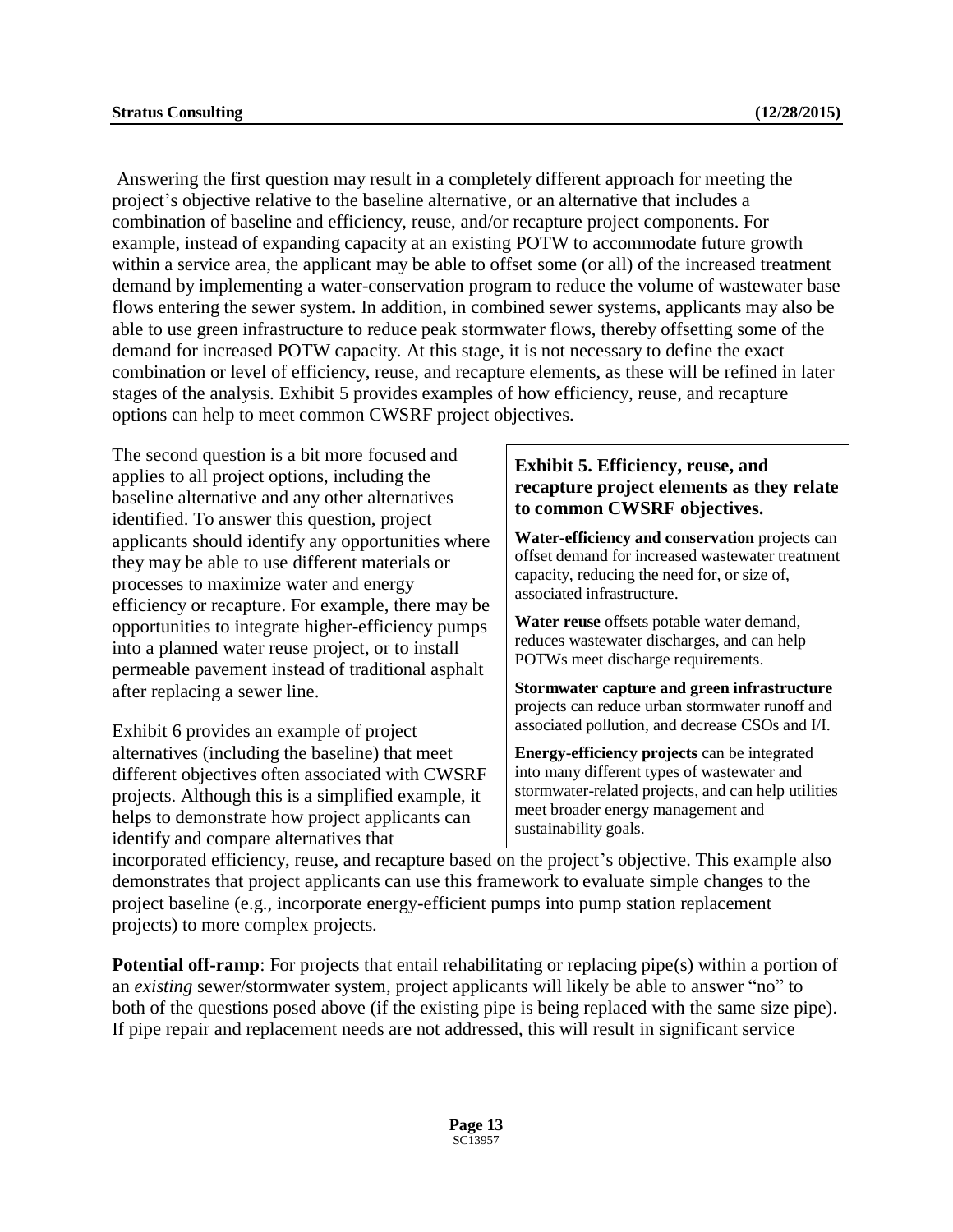Answering the first question may result in a completely different approach for meeting the project's objective relative to the baseline alternative, or an alternative that includes a combination of baseline and efficiency, reuse, and/or recapture project components. For example, instead of expanding capacity at an existing POTW to accommodate future growth within a service area, the applicant may be able to offset some (or all) of the increased treatment demand by implementing a water-conservation program to reduce the volume of wastewater base flows entering the sewer system. In addition, in combined sewer systems, applicants may also be able to use green infrastructure to reduce peak stormwater flows, thereby offsetting some of the demand for increased POTW capacity. At this stage, it is not necessary to define the exact combination or level of efficiency, reuse, and recapture elements, as these will be refined in later stages of the analysis. Exhibit 5 provides examples of how efficiency, reuse, and recapture options can help to meet common CWSRF project objectives.

The second question is a bit more focused and applies to all project options, including the baseline alternative and any other alternatives identified. To answer this question, project applicants should identify any opportunities where they may be able to use different materials or processes to maximize water and energy efficiency or recapture. For example, there may be opportunities to integrate higher-efficiency pumps into a planned water reuse project, or to install permeable pavement instead of traditional asphalt after replacing a sewer line.

> **Exhibit 5. Efficiency, reuse, and recapture project elements as they relate to common CWSRF objectives.**
>
> **Water-efficiency and conservation** projects can offset demand for increased wastewater treatment capacity, reducing the need for, or size of, associated infrastructure.
>
> **Water reuse** offsets potable water demand, reduces wastewater discharges, and can help POTWs meet discharge requirements.
>
> **Stormwater capture and green infrastructure** projects can reduce urban stormwater runoff and associated pollution, and decrease CSOs and I/I.
>
> **Energy-efficiency projects** can be integrated into many different types of wastewater and stormwater-related projects, and can help utilities meet broader energy management and sustainability goals.

Exhibit 6 provides an example of project alternatives (including the baseline) that meet different objectives often associated with CWSRF projects. Although this is a simplified example, it helps to demonstrate how project applicants can identify and compare alternatives that incorporated efficiency, reuse, and recapture based on the project's objective. This example also demonstrates that project applicants can use this framework to evaluate simple changes to the project baseline (e.g., incorporate energy-efficient pumps into pump station replacement projects) to more complex projects.

**Potential off-ramp**: For projects that entail rehabilitating or replacing pipe(s) within a portion of an *existing* sewer/stormwater system, project applicants will likely be able to answer "no" to both of the questions posed above (if the existing pipe is being replaced with the same size pipe). If pipe repair and replacement needs are not addressed, this will result in significant service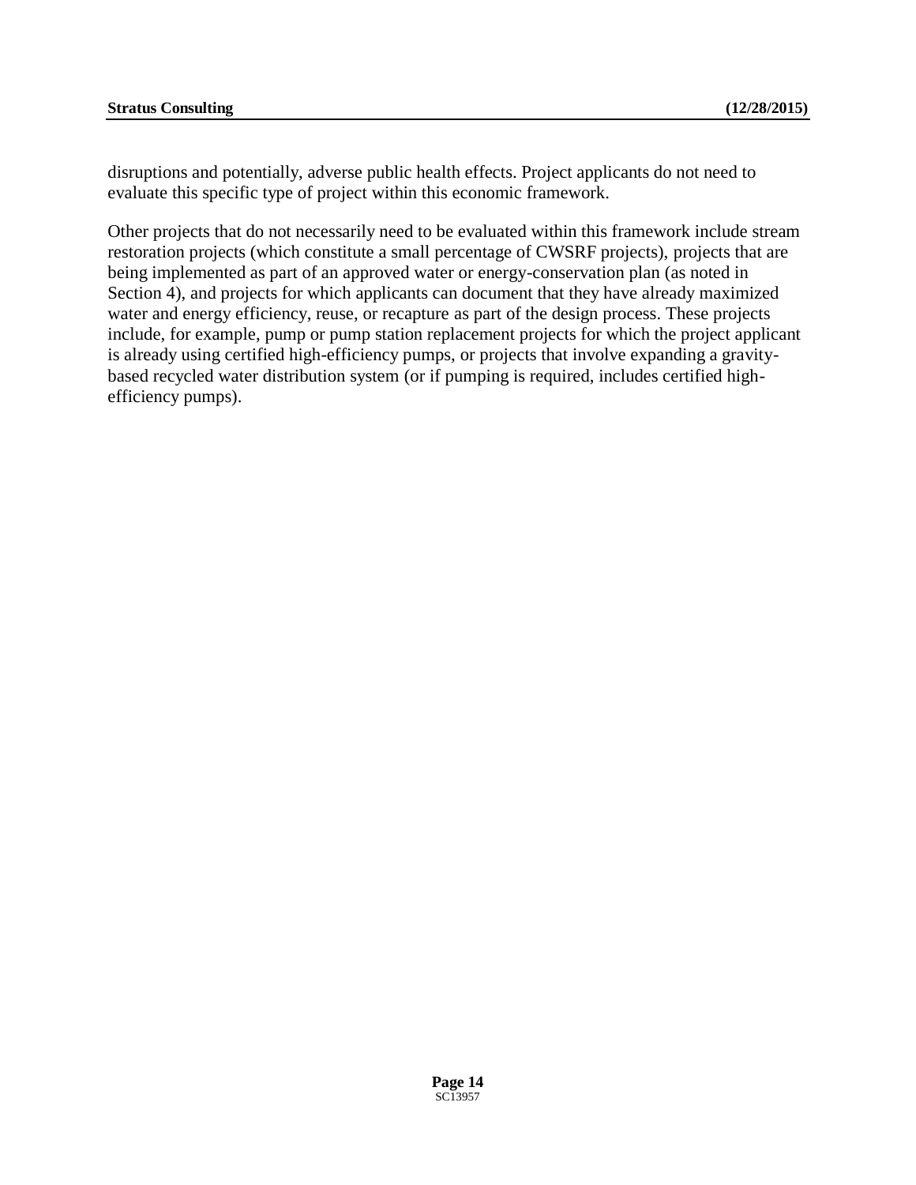disruptions and potentially, adverse public health effects. Project applicants do not need to evaluate this specific type of project within this economic framework.

Other projects that do not necessarily need to be evaluated within this framework include stream restoration projects (which constitute a small percentage of CWSRF projects), projects that are being implemented as part of an approved water or energy-conservation plan (as noted in Section 4), and projects for which applicants can document that they have already maximized water and energy efficiency, reuse, or recapture as part of the design process. These projects include, for example, pump or pump station replacement projects for which the project applicant is already using certified high-efficiency pumps, or projects that involve expanding a gravity-based recycled water distribution system (or if pumping is required, includes certified high-efficiency pumps).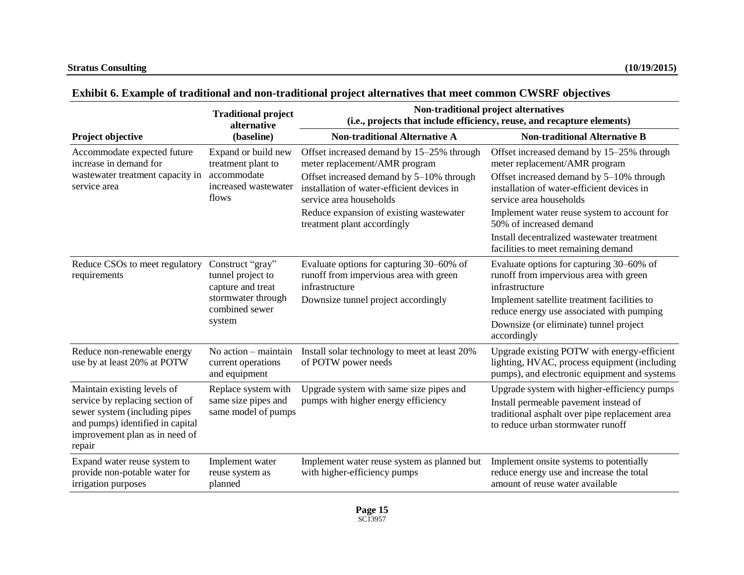**Exhibit 6. Example of traditional and non-traditional project alternatives that meet common CWSRF objectives**

| Project objective | Traditional project alternative (baseline) | Non-traditional project alternatives (i.e., projects that include efficiency, reuse, and recapture elements) | |
|---|---|---|---|
| | | **Non-traditional Alternative A** | **Non-traditional Alternative B** |
| Accommodate expected future increase in demand for wastewater treatment capacity in service area | Expand or build new treatment plant to accommodate increased wastewater flows | Offset increased demand by 15–25% through meter replacement/AMR program<br>Offset increased demand by 5–10% through installation of water-efficient devices in service area households<br>Reduce expansion of existing wastewater treatment plant accordingly | Offset increased demand by 15–25% through meter replacement/AMR program<br>Offset increased demand by 5–10% through installation of water-efficient devices in service area households<br>Implement water reuse system to account for 50% of increased demand<br>Install decentralized wastewater treatment facilities to meet remaining demand |
| Reduce CSOs to meet regulatory requirements | Construct "gray" tunnel project to capture and treat stormwater through combined sewer system | Evaluate options for capturing 30–60% of runoff from impervious area with green infrastructure<br>Downsize tunnel project accordingly | Evaluate options for capturing 30–60% of runoff from impervious area with green infrastructure<br>Implement satellite treatment facilities to reduce energy use associated with pumping<br>Downsize (or eliminate) tunnel project accordingly |
| Reduce non-renewable energy use by at least 20% at POTW | No action – maintain current operations and equipment | Install solar technology to meet at least 20% of POTW power needs | Upgrade existing POTW with energy-efficient lighting, HVAC, process equipment (including pumps), and electronic equipment and systems |
| Maintain existing levels of service by replacing section of sewer system (including pipes and pumps) identified in capital improvement plan as in need of repair | Replace system with same size pipes and same model of pumps | Upgrade system with same size pipes and pumps with higher energy efficiency | Upgrade system with higher-efficiency pumps<br>Install permeable pavement instead of traditional asphalt over pipe replacement area to reduce urban stormwater runoff |
| Expand water reuse system to provide non-potable water for irrigation purposes | Implement water reuse system as planned | Implement water reuse system as planned but with higher-efficiency pumps | Implement onsite systems to potentially reduce energy use and increase the total amount of reuse water available |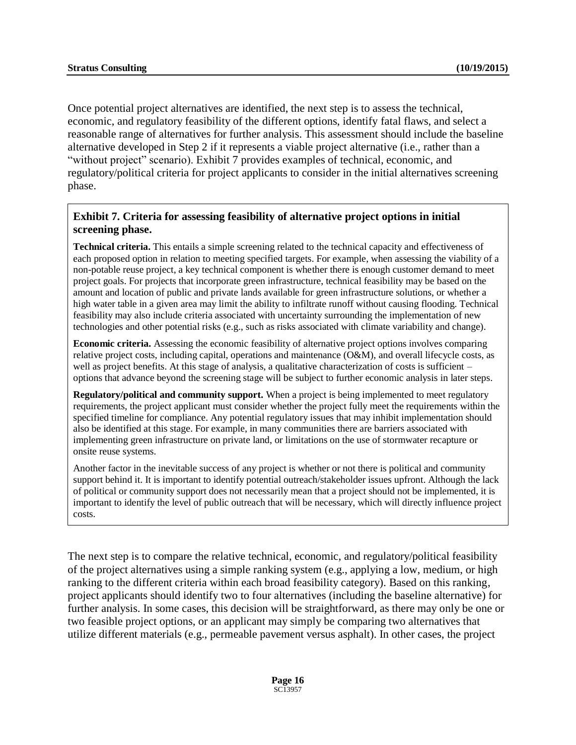Once potential project alternatives are identified, the next step is to assess the technical, economic, and regulatory feasibility of the different options, identify fatal flaws, and select a reasonable range of alternatives for further analysis. This assessment should include the baseline alternative developed in Step 2 if it represents a viable project alternative (i.e., rather than a "without project" scenario). Exhibit 7 provides examples of technical, economic, and regulatory/political criteria for project applicants to consider in the initial alternatives screening phase.

**Exhibit 7. Criteria for assessing feasibility of alternative project options in initial screening phase.**

**Technical criteria.** This entails a simple screening related to the technical capacity and effectiveness of each proposed option in relation to meeting specified targets. For example, when assessing the viability of a non-potable reuse project, a key technical component is whether there is enough customer demand to meet project goals. For projects that incorporate green infrastructure, technical feasibility may be based on the amount and location of public and private lands available for green infrastructure solutions, or whether a high water table in a given area may limit the ability to infiltrate runoff without causing flooding. Technical feasibility may also include criteria associated with uncertainty surrounding the implementation of new technologies and other potential risks (e.g., such as risks associated with climate variability and change).

**Economic criteria.** Assessing the economic feasibility of alternative project options involves comparing relative project costs, including capital, operations and maintenance (O&M), and overall lifecycle costs, as well as project benefits. At this stage of analysis, a qualitative characterization of costs is sufficient – options that advance beyond the screening stage will be subject to further economic analysis in later steps.

**Regulatory/political and community support.** When a project is being implemented to meet regulatory requirements, the project applicant must consider whether the project fully meet the requirements within the specified timeline for compliance. Any potential regulatory issues that may inhibit implementation should also be identified at this stage. For example, in many communities there are barriers associated with implementing green infrastructure on private land, or limitations on the use of stormwater recapture or onsite reuse systems.

Another factor in the inevitable success of any project is whether or not there is political and community support behind it. It is important to identify potential outreach/stakeholder issues upfront. Although the lack of political or community support does not necessarily mean that a project should not be implemented, it is important to identify the level of public outreach that will be necessary, which will directly influence project costs.

The next step is to compare the relative technical, economic, and regulatory/political feasibility of the project alternatives using a simple ranking system (e.g., applying a low, medium, or high ranking to the different criteria within each broad feasibility category). Based on this ranking, project applicants should identify two to four alternatives (including the baseline alternative) for further analysis. In some cases, this decision will be straightforward, as there may only be one or two feasible project options, or an applicant may simply be comparing two alternatives that utilize different materials (e.g., permeable pavement versus asphalt). In other cases, the project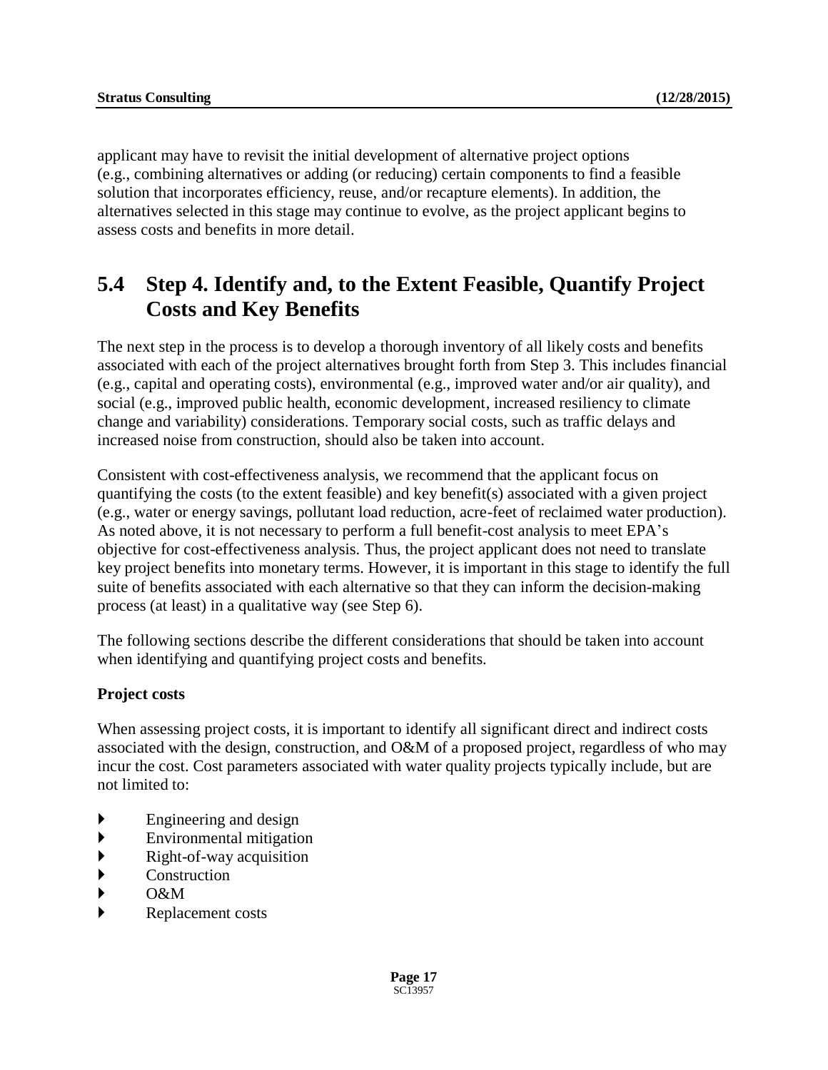applicant may have to revisit the initial development of alternative project options (e.g., combining alternatives or adding (or reducing) certain components to find a feasible solution that incorporates efficiency, reuse, and/or recapture elements). In addition, the alternatives selected in this stage may continue to evolve, as the project applicant begins to assess costs and benefits in more detail.

## 5.4 Step 4. Identify and, to the Extent Feasible, Quantify Project Costs and Key Benefits

The next step in the process is to develop a thorough inventory of all likely costs and benefits associated with each of the project alternatives brought forth from Step 3. This includes financial (e.g., capital and operating costs), environmental (e.g., improved water and/or air quality), and social (e.g., improved public health, economic development, increased resiliency to climate change and variability) considerations. Temporary social costs, such as traffic delays and increased noise from construction, should also be taken into account.

Consistent with cost-effectiveness analysis, we recommend that the applicant focus on quantifying the costs (to the extent feasible) and key benefit(s) associated with a given project (e.g., water or energy savings, pollutant load reduction, acre-feet of reclaimed water production). As noted above, it is not necessary to perform a full benefit-cost analysis to meet EPA's objective for cost-effectiveness analysis. Thus, the project applicant does not need to translate key project benefits into monetary terms. However, it is important in this stage to identify the full suite of benefits associated with each alternative so that they can inform the decision-making process (at least) in a qualitative way (see Step 6).

The following sections describe the different considerations that should be taken into account when identifying and quantifying project costs and benefits.

**Project costs**

When assessing project costs, it is important to identify all significant direct and indirect costs associated with the design, construction, and O&M of a proposed project, regardless of who may incur the cost. Cost parameters associated with water quality projects typically include, but are not limited to:

- Engineering and design
- Environmental mitigation
- Right-of-way acquisition
- Construction
- O&M
- Replacement costs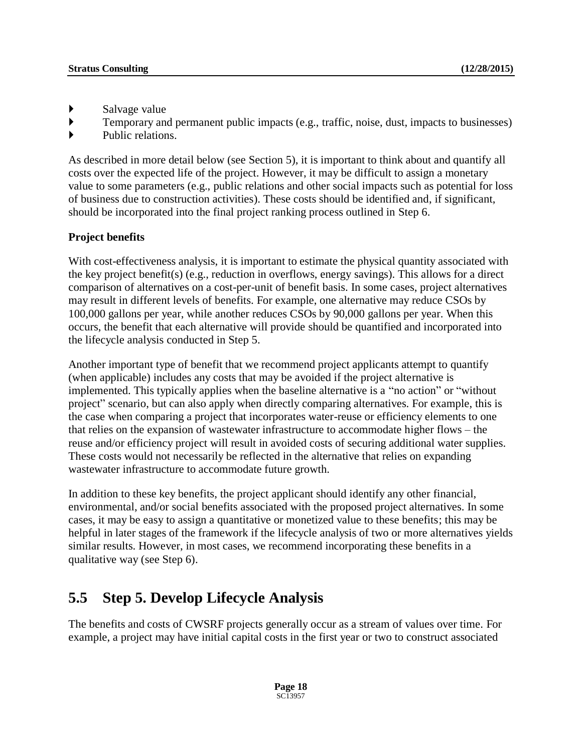- Salvage value
- Temporary and permanent public impacts (e.g., traffic, noise, dust, impacts to businesses)
- Public relations.

As described in more detail below (see Section 5), it is important to think about and quantify all costs over the expected life of the project. However, it may be difficult to assign a monetary value to some parameters (e.g., public relations and other social impacts such as potential for loss of business due to construction activities). These costs should be identified and, if significant, should be incorporated into the final project ranking process outlined in Step 6.

**Project benefits**

With cost-effectiveness analysis, it is important to estimate the physical quantity associated with the key project benefit(s) (e.g., reduction in overflows, energy savings). This allows for a direct comparison of alternatives on a cost-per-unit of benefit basis. In some cases, project alternatives may result in different levels of benefits. For example, one alternative may reduce CSOs by 100,000 gallons per year, while another reduces CSOs by 90,000 gallons per year. When this occurs, the benefit that each alternative will provide should be quantified and incorporated into the lifecycle analysis conducted in Step 5.

Another important type of benefit that we recommend project applicants attempt to quantify (when applicable) includes any costs that may be avoided if the project alternative is implemented. This typically applies when the baseline alternative is a "no action" or "without project" scenario, but can also apply when directly comparing alternatives. For example, this is the case when comparing a project that incorporates water-reuse or efficiency elements to one that relies on the expansion of wastewater infrastructure to accommodate higher flows – the reuse and/or efficiency project will result in avoided costs of securing additional water supplies. These costs would not necessarily be reflected in the alternative that relies on expanding wastewater infrastructure to accommodate future growth.

In addition to these key benefits, the project applicant should identify any other financial, environmental, and/or social benefits associated with the proposed project alternatives. In some cases, it may be easy to assign a quantitative or monetized value to these benefits; this may be helpful in later stages of the framework if the lifecycle analysis of two or more alternatives yields similar results. However, in most cases, we recommend incorporating these benefits in a qualitative way (see Step 6).

## 5.5 Step 5. Develop Lifecycle Analysis

The benefits and costs of CWSRF projects generally occur as a stream of values over time. For example, a project may have initial capital costs in the first year or two to construct associated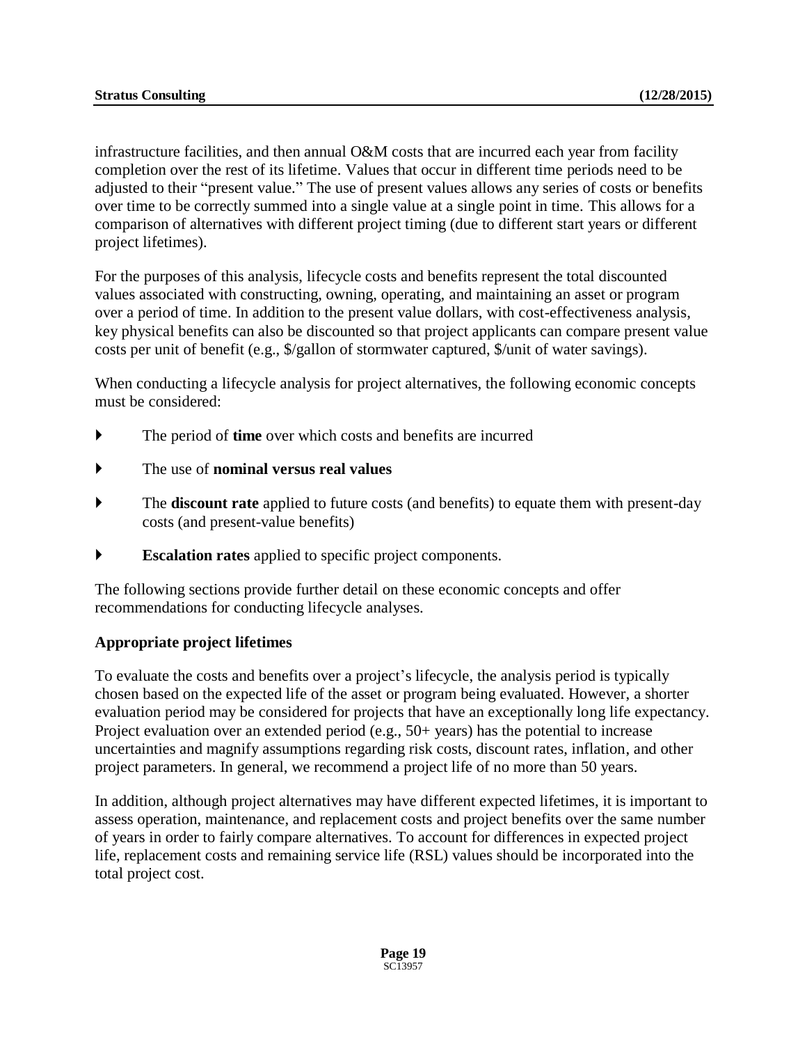infrastructure facilities, and then annual O&M costs that are incurred each year from facility completion over the rest of its lifetime. Values that occur in different time periods need to be adjusted to their "present value." The use of present values allows any series of costs or benefits over time to be correctly summed into a single value at a single point in time. This allows for a comparison of alternatives with different project timing (due to different start years or different project lifetimes).

For the purposes of this analysis, lifecycle costs and benefits represent the total discounted values associated with constructing, owning, operating, and maintaining an asset or program over a period of time. In addition to the present value dollars, with cost-effectiveness analysis, key physical benefits can also be discounted so that project applicants can compare present value costs per unit of benefit (e.g., $/gallon of stormwater captured, $/unit of water savings).

When conducting a lifecycle analysis for project alternatives, the following economic concepts must be considered:

- The period of **time** over which costs and benefits are incurred
- The use of **nominal versus real values**
- The **discount rate** applied to future costs (and benefits) to equate them with present-day costs (and present-value benefits)
- **Escalation rates** applied to specific project components.

The following sections provide further detail on these economic concepts and offer recommendations for conducting lifecycle analyses.

**Appropriate project lifetimes**

To evaluate the costs and benefits over a project's lifecycle, the analysis period is typically chosen based on the expected life of the asset or program being evaluated. However, a shorter evaluation period may be considered for projects that have an exceptionally long life expectancy. Project evaluation over an extended period (e.g., 50+ years) has the potential to increase uncertainties and magnify assumptions regarding risk costs, discount rates, inflation, and other project parameters. In general, we recommend a project life of no more than 50 years.

In addition, although project alternatives may have different expected lifetimes, it is important to assess operation, maintenance, and replacement costs and project benefits over the same number of years in order to fairly compare alternatives. To account for differences in expected project life, replacement costs and remaining service life (RSL) values should be incorporated into the total project cost.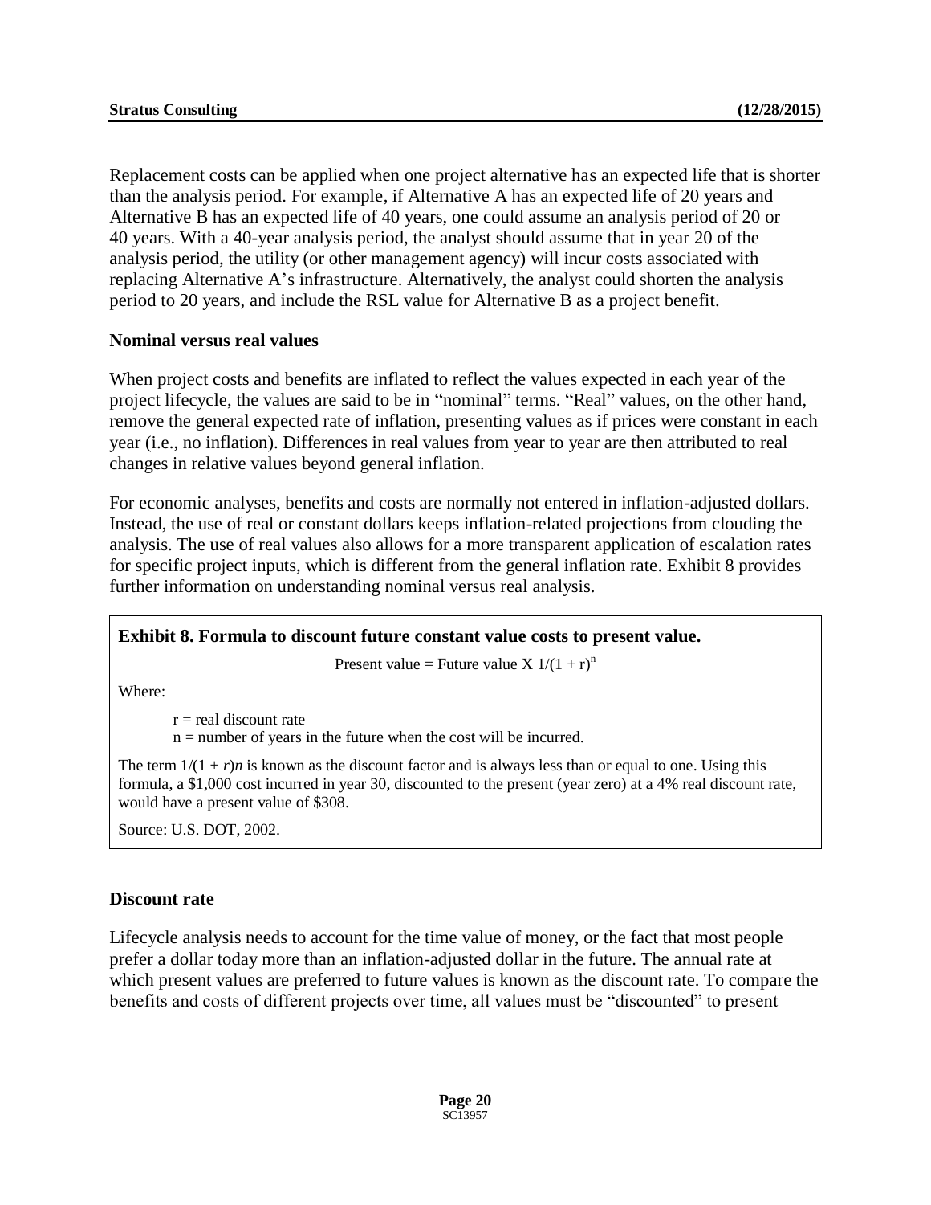Replacement costs can be applied when one project alternative has an expected life that is shorter than the analysis period. For example, if Alternative A has an expected life of 20 years and Alternative B has an expected life of 40 years, one could assume an analysis period of 20 or 40 years. With a 40-year analysis period, the analyst should assume that in year 20 of the analysis period, the utility (or other management agency) will incur costs associated with replacing Alternative A's infrastructure. Alternatively, the analyst could shorten the analysis period to 20 years, and include the RSL value for Alternative B as a project benefit.

**Nominal versus real values**

When project costs and benefits are inflated to reflect the values expected in each year of the project lifecycle, the values are said to be in "nominal" terms. "Real" values, on the other hand, remove the general expected rate of inflation, presenting values as if prices were constant in each year (i.e., no inflation). Differences in real values from year to year are then attributed to real changes in relative values beyond general inflation.

For economic analyses, benefits and costs are normally not entered in inflation-adjusted dollars. Instead, the use of real or constant dollars keeps inflation-related projections from clouding the analysis. The use of real values also allows for a more transparent application of escalation rates for specific project inputs, which is different from the general inflation rate. Exhibit 8 provides further information on understanding nominal versus real analysis.

**Exhibit 8. Formula to discount future constant value costs to present value.**

$$\text{Present value} = \text{Future value X } 1/(1 + r)^n$$

Where:

$r$ = real discount rate
$n$ = number of years in the future when the cost will be incurred.

The term $1/(1 + r)n$ is known as the discount factor and is always less than or equal to one. Using this formula, a \$1,000 cost incurred in year 30, discounted to the present (year zero) at a 4% real discount rate, would have a present value of \$308.

Source: U.S. DOT, 2002.

**Discount rate**

Lifecycle analysis needs to account for the time value of money, or the fact that most people prefer a dollar today more than an inflation-adjusted dollar in the future. The annual rate at which present values are preferred to future values is known as the discount rate. To compare the benefits and costs of different projects over time, all values must be "discounted" to present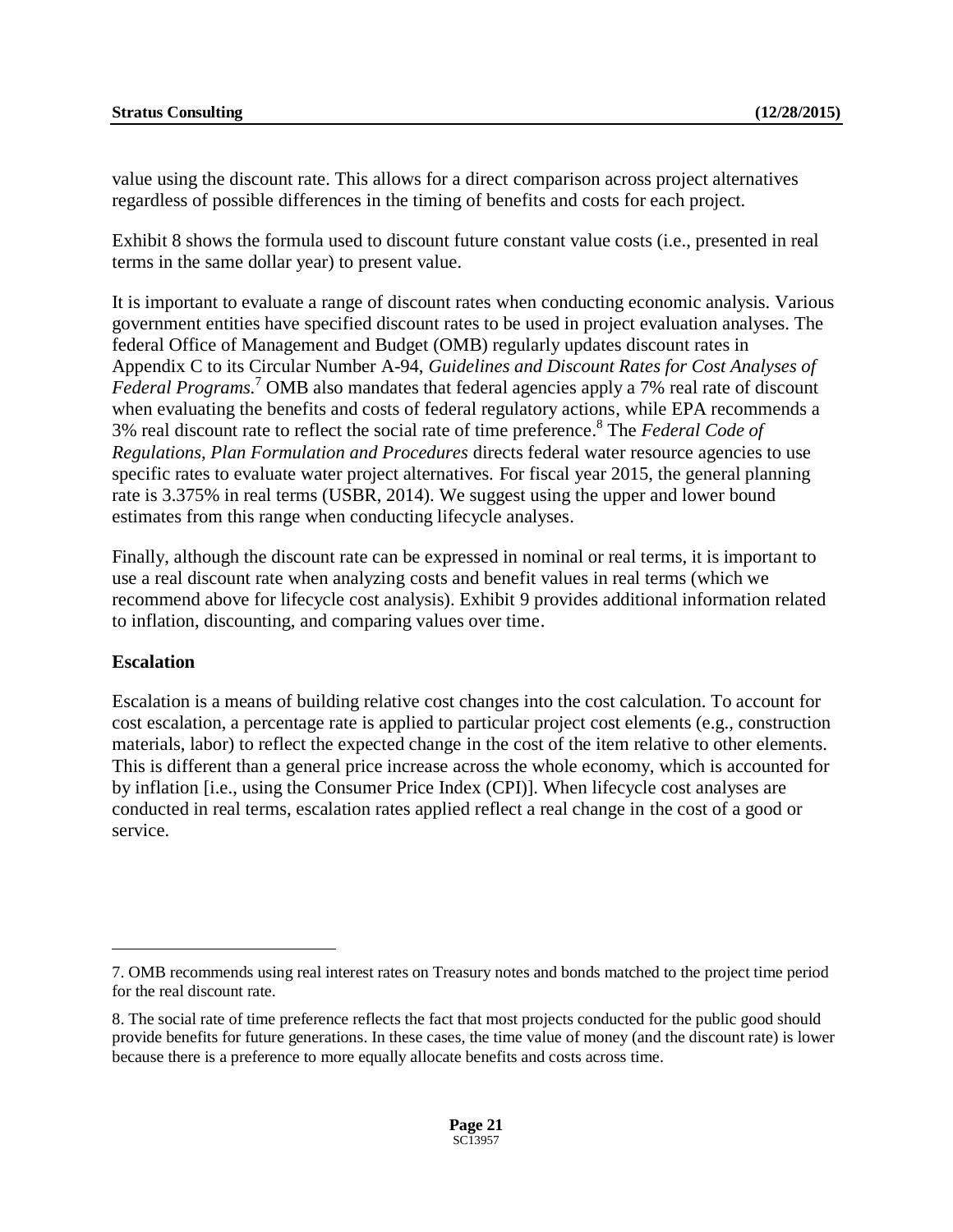value using the discount rate. This allows for a direct comparison across project alternatives regardless of possible differences in the timing of benefits and costs for each project.

Exhibit 8 shows the formula used to discount future constant value costs (i.e., presented in real terms in the same dollar year) to present value.

It is important to evaluate a range of discount rates when conducting economic analysis. Various government entities have specified discount rates to be used in project evaluation analyses. The federal Office of Management and Budget (OMB) regularly updates discount rates in Appendix C to its Circular Number A-94, *Guidelines and Discount Rates for Cost Analyses of Federal Programs.*[7] OMB also mandates that federal agencies apply a 7% real rate of discount when evaluating the benefits and costs of federal regulatory actions, while EPA recommends a 3% real discount rate to reflect the social rate of time preference.[8] The *Federal Code of Regulations, Plan Formulation and Procedures* directs federal water resource agencies to use specific rates to evaluate water project alternatives. For fiscal year 2015, the general planning rate is 3.375% in real terms (USBR, 2014). We suggest using the upper and lower bound estimates from this range when conducting lifecycle analyses.

Finally, although the discount rate can be expressed in nominal or real terms, it is important to use a real discount rate when analyzing costs and benefit values in real terms (which we recommend above for lifecycle cost analysis). Exhibit 9 provides additional information related to inflation, discounting, and comparing values over time.

**Escalation**

Escalation is a means of building relative cost changes into the cost calculation. To account for cost escalation, a percentage rate is applied to particular project cost elements (e.g., construction materials, labor) to reflect the expected change in the cost of the item relative to other elements. This is different than a general price increase across the whole economy, which is accounted for by inflation [i.e., using the Consumer Price Index (CPI)]. When lifecycle cost analyses are conducted in real terms, escalation rates applied reflect a real change in the cost of a good or service.

---

7. OMB recommends using real interest rates on Treasury notes and bonds matched to the project time period for the real discount rate.

8. The social rate of time preference reflects the fact that most projects conducted for the public good should provide benefits for future generations. In these cases, the time value of money (and the discount rate) is lower because there is a preference to more equally allocate benefits and costs across time.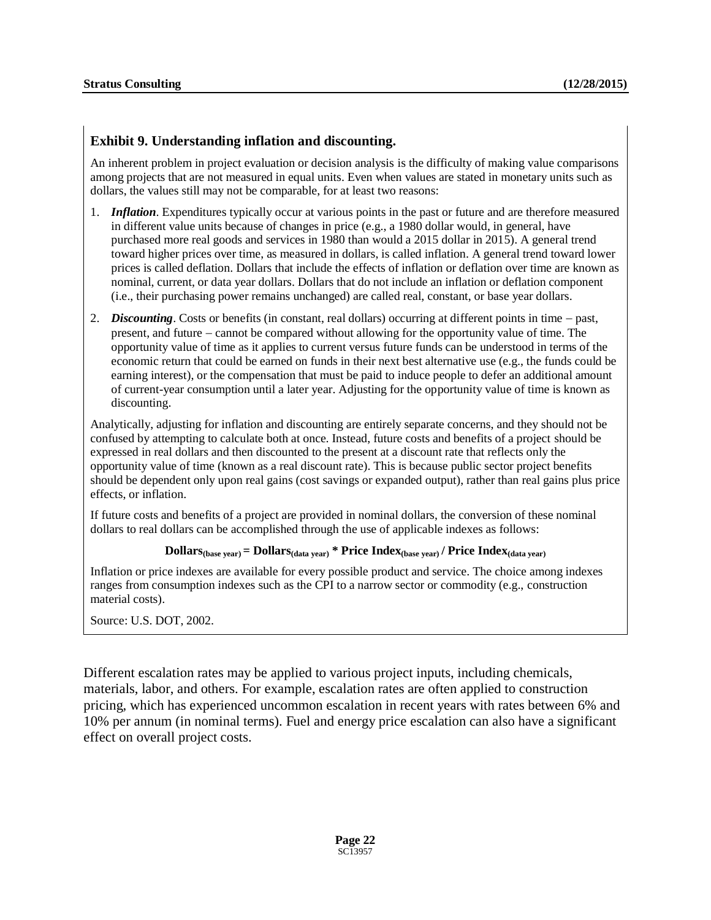### Exhibit 9. Understanding inflation and discounting.

An inherent problem in project evaluation or decision analysis is the difficulty of making value comparisons among projects that are not measured in equal units. Even when values are stated in monetary units such as dollars, the values still may not be comparable, for at least two reasons:

1. ***Inflation***. Expenditures typically occur at various points in the past or future and are therefore measured in different value units because of changes in price (e.g., a 1980 dollar would, in general, have purchased more real goods and services in 1980 than would a 2015 dollar in 2015). A general trend toward higher prices over time, as measured in dollars, is called inflation. A general trend toward lower prices is called deflation. Dollars that include the effects of inflation or deflation over time are known as nominal, current, or data year dollars. Dollars that do not include an inflation or deflation component (i.e., their purchasing power remains unchanged) are called real, constant, or base year dollars.
2. ***Discounting***. Costs or benefits (in constant, real dollars) occurring at different points in time – past, present, and future – cannot be compared without allowing for the opportunity value of time. The opportunity value of time as it applies to current versus future funds can be understood in terms of the economic return that could be earned on funds in their next best alternative use (e.g., the funds could be earning interest), or the compensation that must be paid to induce people to defer an additional amount of current-year consumption until a later year. Adjusting for the opportunity value of time is known as discounting.

Analytically, adjusting for inflation and discounting are entirely separate concerns, and they should not be confused by attempting to calculate both at once. Instead, future costs and benefits of a project should be expressed in real dollars and then discounted to the present at a discount rate that reflects only the opportunity value of time (known as a real discount rate). This is because public sector project benefits should be dependent only upon real gains (cost savings or expanded output), rather than real gains plus price effects, or inflation.

If future costs and benefits of a project are provided in nominal dollars, the conversion of these nominal dollars to real dollars can be accomplished through the use of applicable indexes as follows:

$$\textbf{Dollars}_{\textbf{(base year)}} = \textbf{Dollars}_{\textbf{(data year)}} * \textbf{Price Index}_{\textbf{(base year)}} / \textbf{Price Index}_{\textbf{(data year)}}$$

Inflation or price indexes are available for every possible product and service. The choice among indexes ranges from consumption indexes such as the CPI to a narrow sector or commodity (e.g., construction material costs).

Source: U.S. DOT, 2002.

Different escalation rates may be applied to various project inputs, including chemicals, materials, labor, and others. For example, escalation rates are often applied to construction pricing, which has experienced uncommon escalation in recent years with rates between 6% and 10% per annum (in nominal terms). Fuel and energy price escalation can also have a significant effect on overall project costs.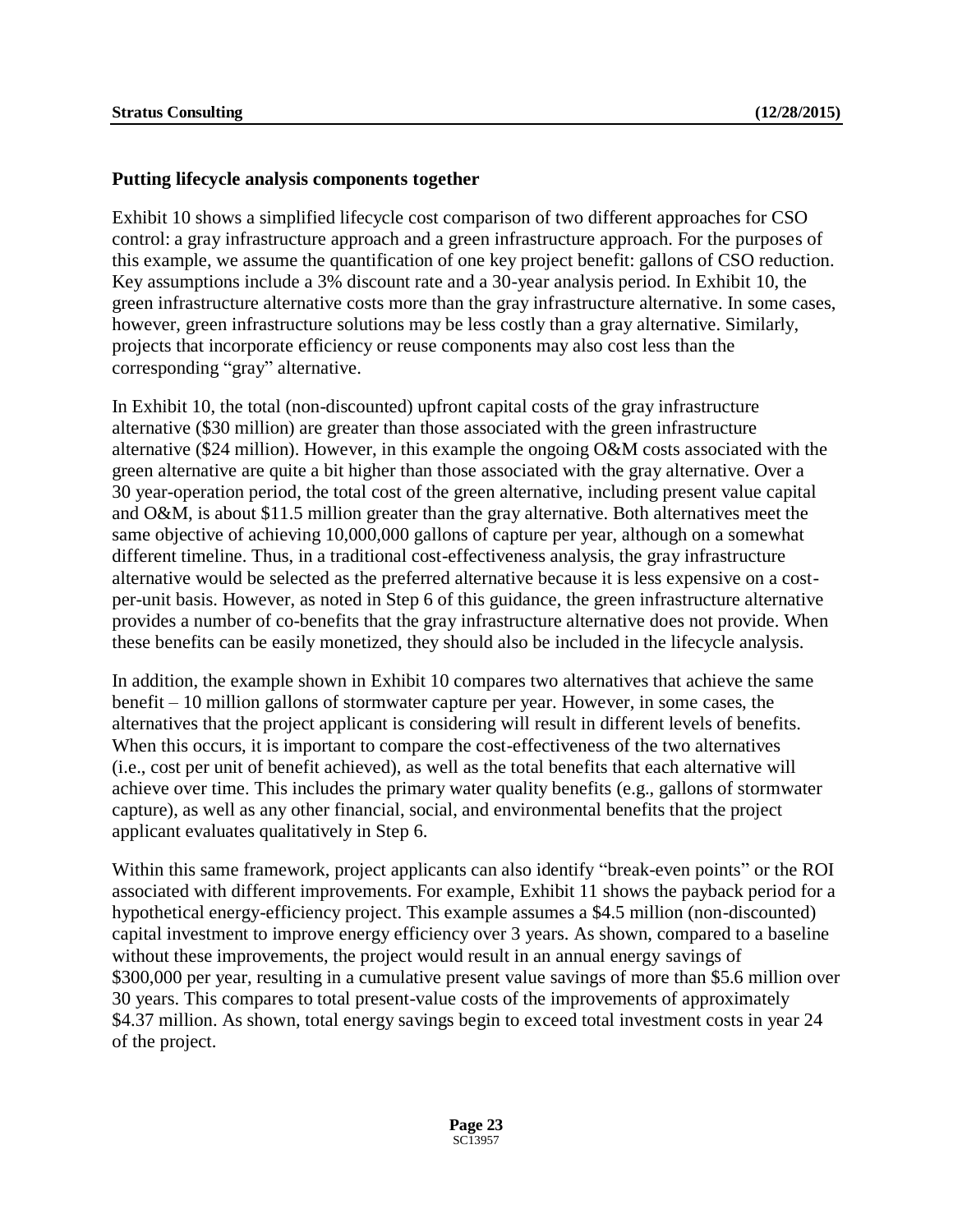### Putting lifecycle analysis components together

Exhibit 10 shows a simplified lifecycle cost comparison of two different approaches for CSO control: a gray infrastructure approach and a green infrastructure approach. For the purposes of this example, we assume the quantification of one key project benefit: gallons of CSO reduction. Key assumptions include a 3% discount rate and a 30-year analysis period. In Exhibit 10, the green infrastructure alternative costs more than the gray infrastructure alternative. In some cases, however, green infrastructure solutions may be less costly than a gray alternative. Similarly, projects that incorporate efficiency or reuse components may also cost less than the corresponding "gray" alternative.

In Exhibit 10, the total (non-discounted) upfront capital costs of the gray infrastructure alternative ($30 million) are greater than those associated with the green infrastructure alternative ($24 million). However, in this example the ongoing O&M costs associated with the green alternative are quite a bit higher than those associated with the gray alternative. Over a 30 year-operation period, the total cost of the green alternative, including present value capital and O&M, is about $11.5 million greater than the gray alternative. Both alternatives meet the same objective of achieving 10,000,000 gallons of capture per year, although on a somewhat different timeline. Thus, in a traditional cost-effectiveness analysis, the gray infrastructure alternative would be selected as the preferred alternative because it is less expensive on a cost-per-unit basis. However, as noted in Step 6 of this guidance, the green infrastructure alternative provides a number of co-benefits that the gray infrastructure alternative does not provide. When these benefits can be easily monetized, they should also be included in the lifecycle analysis.

In addition, the example shown in Exhibit 10 compares two alternatives that achieve the same benefit – 10 million gallons of stormwater capture per year. However, in some cases, the alternatives that the project applicant is considering will result in different levels of benefits. When this occurs, it is important to compare the cost-effectiveness of the two alternatives (i.e., cost per unit of benefit achieved), as well as the total benefits that each alternative will achieve over time. This includes the primary water quality benefits (e.g., gallons of stormwater capture), as well as any other financial, social, and environmental benefits that the project applicant evaluates qualitatively in Step 6.

Within this same framework, project applicants can also identify "break-even points" or the ROI associated with different improvements. For example, Exhibit 11 shows the payback period for a hypothetical energy-efficiency project. This example assumes a $4.5 million (non-discounted) capital investment to improve energy efficiency over 3 years. As shown, compared to a baseline without these improvements, the project would result in an annual energy savings of $300,000 per year, resulting in a cumulative present value savings of more than $5.6 million over 30 years. This compares to total present-value costs of the improvements of approximately $4.37 million. As shown, total energy savings begin to exceed total investment costs in year 24 of the project.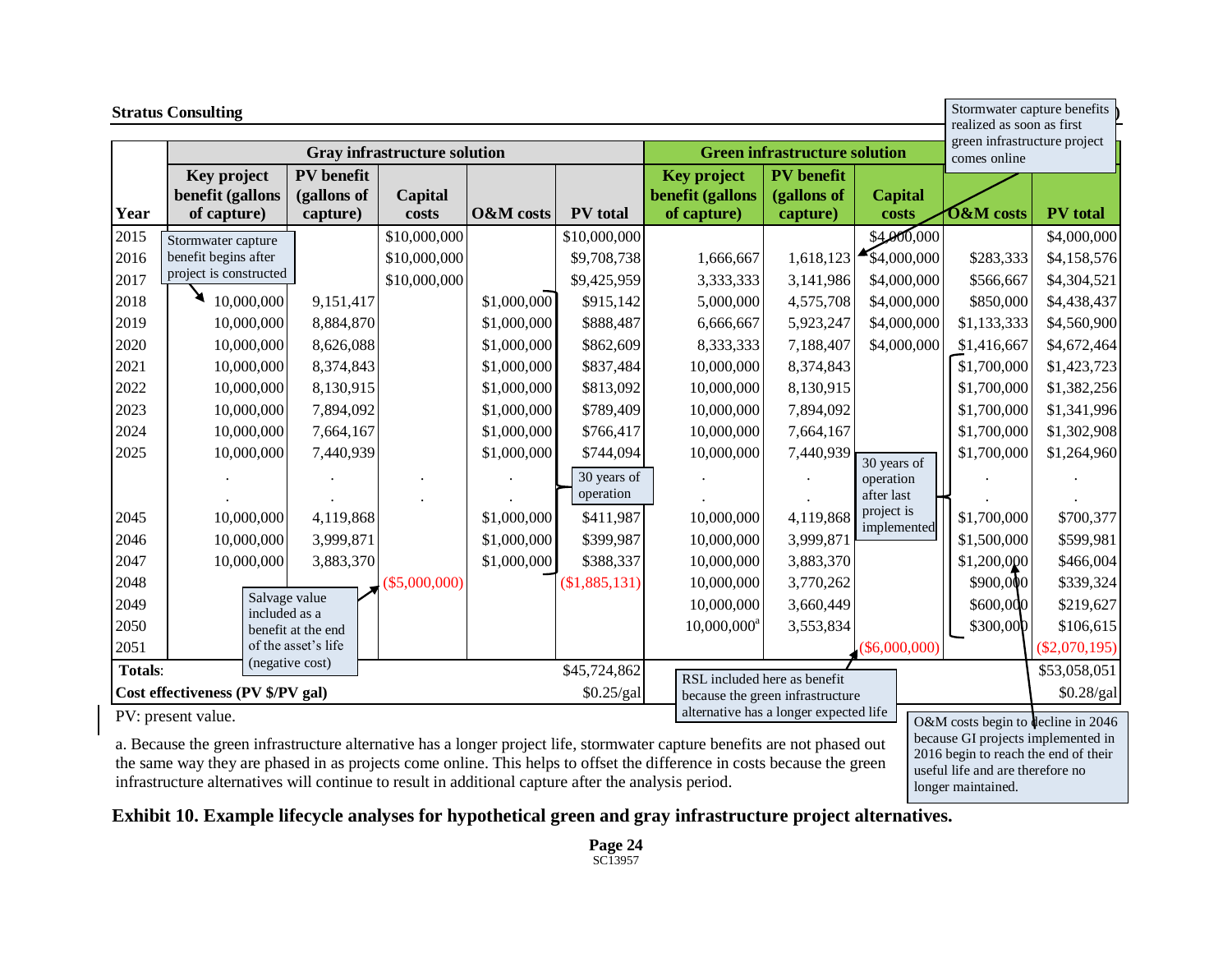| Year | Gray infrastructure solution | | | | | Green infrastructure solution | | | | |
|---|---|---|---|---|---|---|---|---|---|---|
| | Key project benefit (gallons of capture) | PV benefit (gallons of capture) | Capital costs | O&M costs | PV total | Key project benefit (gallons of capture) | PV benefit (gallons of capture) | Capital costs | O&M costs | PV total |
| 2015 | | | $10,000,000 | | $10,000,000 | | | $4,000,000 | | $4,000,000 |
| 2016 | | | $10,000,000 | | $9,708,738 | 1,666,667 | 1,618,123 | $4,000,000 | $283,333 | $4,158,576 |
| 2017 | | | $10,000,000 | | $9,425,959 | 3,333,333 | 3,141,986 | $4,000,000 | $566,667 | $4,304,521 |
| 2018 | 10,000,000 | 9,151,417 | | $1,000,000 | $915,142 | 5,000,000 | 4,575,708 | $4,000,000 | $850,000 | $4,438,437 |
| 2019 | 10,000,000 | 8,884,870 | | $1,000,000 | $888,487 | 6,666,667 | 5,923,247 | $4,000,000 | $1,133,333 | $4,560,900 |
| 2020 | 10,000,000 | 8,626,088 | | $1,000,000 | $862,609 | 8,333,333 | 7,188,407 | $4,000,000 | $1,416,667 | $4,672,464 |
| 2021 | 10,000,000 | 8,374,843 | | $1,000,000 | $837,484 | 10,000,000 | 8,374,843 | | $1,700,000 | $1,423,723 |
| 2022 | 10,000,000 | 8,130,915 | | $1,000,000 | $813,092 | 10,000,000 | 8,130,915 | | $1,700,000 | $1,382,256 |
| 2023 | 10,000,000 | 7,894,092 | | $1,000,000 | $789,409 | 10,000,000 | 7,894,092 | | $1,700,000 | $1,341,996 |
| 2024 | 10,000,000 | 7,664,167 | | $1,000,000 | $766,417 | 10,000,000 | 7,664,167 | | $1,700,000 | $1,302,908 |
| 2025 | 10,000,000 | 7,440,939 | | $1,000,000 | $744,094 | 10,000,000 | 7,440,939 | | $1,700,000 | $1,264,960 |
| | . | . | . | . | | . | . | | . | . |
| | . | . | . | . | | . | . | | . | . |
| 2045 | 10,000,000 | 4,119,868 | | $1,000,000 | $411,987 | 10,000,000 | 4,119,868 | | $1,700,000 | $700,377 |
| 2046 | 10,000,000 | 3,999,871 | | $1,000,000 | $399,987 | 10,000,000 | 3,999,871 | | $1,500,000 | $599,981 |
| 2047 | 10,000,000 | 3,883,370 | | $1,000,000 | $388,337 | 10,000,000 | 3,883,370 | | $1,200,000 | $466,004 |
| 2048 | | | ($5,000,000) | | ($1,885,131) | 10,000,000 | 3,770,262 | | $900,000 | $339,324 |
| 2049 | | | | | | 10,000,000 | 3,660,449 | | $600,000 | $219,627 |
| 2050 | | | | | | 10,000,000[a] | 3,553,834 | | $300,000 | $106,615 |
| 2051 | | | | | | | | ($6,000,000) | | ($2,070,195) |
| **Totals**: | | | | | $45,724,862 | | | | | $53,058,051 |
| **Cost effectiveness (PV $/PV gal)** | | | | | $0.25/gal | | | | | $0.28/gal |

Callout notes in the table:
- Stormwater capture benefit begins after project is constructed (gray, 2018).
- 30 years of operation (gray O&M costs, 2018–2047).
- Salvage value included as a benefit at the end of the asset's life (negative cost) (gray, 2048).
- Stormwater capture benefits realized as soon as first green infrastructure project comes online (green, 2016).
- 30 years of operation after last project is implemented (green O&M costs, 2021–2050).
- RSL included here as benefit because the green infrastructure alternative has a longer expected life (green, 2051).
- O&M costs begin to decline in 2046 because GI projects implemented in 2016 begin to reach the end of their useful life and are therefore no longer maintained.

PV: present value.

a. Because the green infrastructure alternative has a longer project life, stormwater capture benefits are not phased out the same way they are phased in as projects come online. This helps to offset the difference in costs because the green infrastructure alternatives will continue to result in additional capture after the analysis period.

**Exhibit 10. Example lifecycle analyses for hypothetical green and gray infrastructure project alternatives.**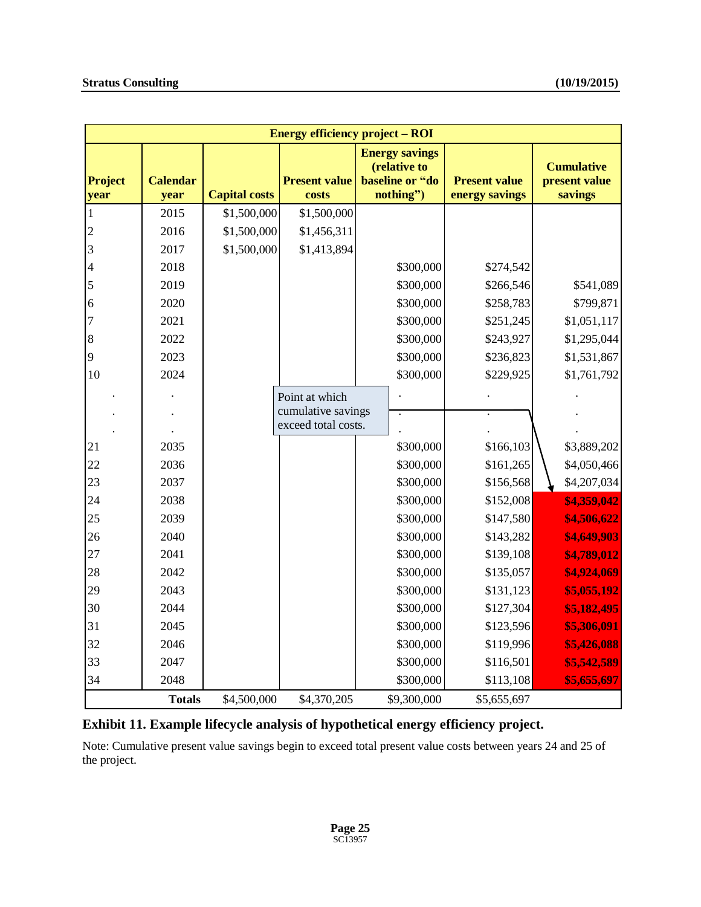| Energy efficiency project – ROI | | | | | | |
|---|---|---|---|---|---|---|
| **Project year** | **Calendar year** | **Capital costs** | **Present value costs** | **Energy savings (relative to baseline or "do nothing")** | **Present value energy savings** | **Cumulative present value savings** |
| 1 | 2015 | $1,500,000 | $1,500,000 | | | |
| 2 | 2016 | $1,500,000 | $1,456,311 | | | |
| 3 | 2017 | $1,500,000 | $1,413,894 | | | |
| 4 | 2018 | | | $300,000 | $274,542 | |
| 5 | 2019 | | | $300,000 | $266,546 | $541,089 |
| 6 | 2020 | | | $300,000 | $258,783 | $799,871 |
| 7 | 2021 | | | $300,000 | $251,245 | $1,051,117 |
| 8 | 2022 | | | $300,000 | $243,927 | $1,295,044 |
| 9 | 2023 | | | $300,000 | $236,823 | $1,531,867 |
| 10 | 2024 | | | $300,000 | $229,925 | $1,761,792 |
| . | . | | | . | . | . |
| . | . | | | . | . | . |
| . | . | | | . | . | . |
| 21 | 2035 | | | $300,000 | $166,103 | $3,889,202 |
| 22 | 2036 | | | $300,000 | $161,265 | $4,050,466 |
| 23 | 2037 | | | $300,000 | $156,568 | $4,207,034 |
| 24 | 2038 | | | $300,000 | $152,008 | **$4,359,042** |
| 25 | 2039 | | | $300,000 | $147,580 | **$4,506,622** |
| 26 | 2040 | | | $300,000 | $143,282 | **$4,649,903** |
| 27 | 2041 | | | $300,000 | $139,108 | **$4,789,012** |
| 28 | 2042 | | | $300,000 | $135,057 | **$4,924,069** |
| 29 | 2043 | | | $300,000 | $131,123 | **$5,055,192** |
| 30 | 2044 | | | $300,000 | $127,304 | **$5,182,495** |
| 31 | 2045 | | | $300,000 | $123,596 | **$5,306,091** |
| 32 | 2046 | | | $300,000 | $119,996 | **$5,426,088** |
| 33 | 2047 | | | $300,000 | $116,501 | **$5,542,589** |
| 34 | 2048 | | | $300,000 | $113,108 | **$5,655,697** |
| | **Totals** | $4,500,000 | $4,370,205 | $9,300,000 | $5,655,697 | |

Point at which cumulative savings exceed total costs.

**Exhibit 11. Example lifecycle analysis of hypothetical energy efficiency project.**

Note: Cumulative present value savings begin to exceed total present value costs between years 24 and 25 of the project.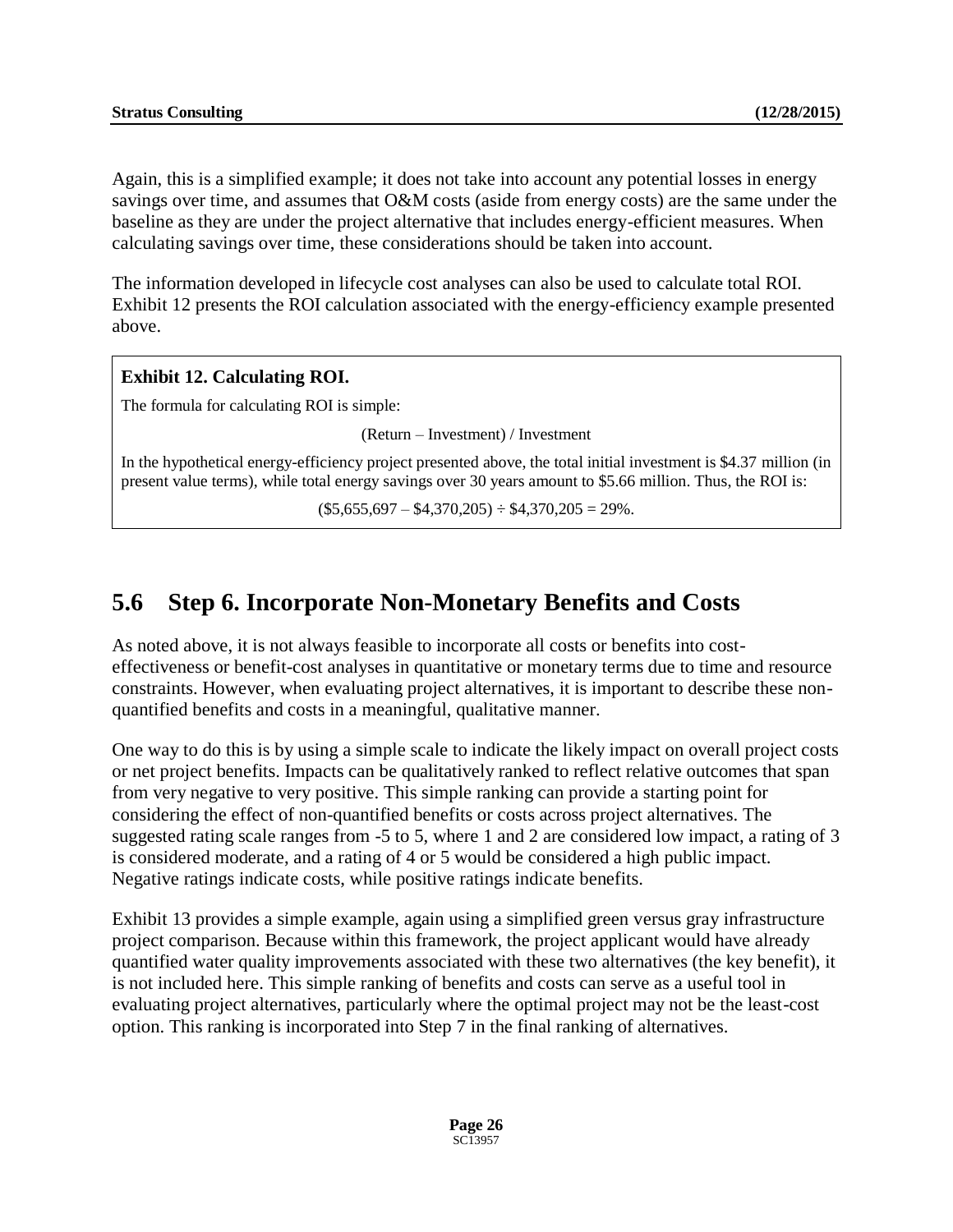Again, this is a simplified example; it does not take into account any potential losses in energy savings over time, and assumes that O&M costs (aside from energy costs) are the same under the baseline as they are under the project alternative that includes energy-efficient measures. When calculating savings over time, these considerations should be taken into account.

The information developed in lifecycle cost analyses can also be used to calculate total ROI. Exhibit 12 presents the ROI calculation associated with the energy-efficiency example presented above.

> **Exhibit 12. Calculating ROI.**
>
> The formula for calculating ROI is simple:
>
> (Return – Investment) / Investment
>
> In the hypothetical energy-efficiency project presented above, the total initial investment is $4.37 million (in present value terms), while total energy savings over 30 years amount to $5.66 million. Thus, the ROI is:
>
> ($5,655,697 – $4,370,205) ÷ $4,370,205 = 29%.

## 5.6 Step 6. Incorporate Non-Monetary Benefits and Costs

As noted above, it is not always feasible to incorporate all costs or benefits into cost-effectiveness or benefit-cost analyses in quantitative or monetary terms due to time and resource constraints. However, when evaluating project alternatives, it is important to describe these non-quantified benefits and costs in a meaningful, qualitative manner.

One way to do this is by using a simple scale to indicate the likely impact on overall project costs or net project benefits. Impacts can be qualitatively ranked to reflect relative outcomes that span from very negative to very positive. This simple ranking can provide a starting point for considering the effect of non-quantified benefits or costs across project alternatives. The suggested rating scale ranges from -5 to 5, where 1 and 2 are considered low impact, a rating of 3 is considered moderate, and a rating of 4 or 5 would be considered a high public impact. Negative ratings indicate costs, while positive ratings indicate benefits.

Exhibit 13 provides a simple example, again using a simplified green versus gray infrastructure project comparison. Because within this framework, the project applicant would have already quantified water quality improvements associated with these two alternatives (the key benefit), it is not included here. This simple ranking of benefits and costs can serve as a useful tool in evaluating project alternatives, particularly where the optimal project may not be the least-cost option. This ranking is incorporated into Step 7 in the final ranking of alternatives.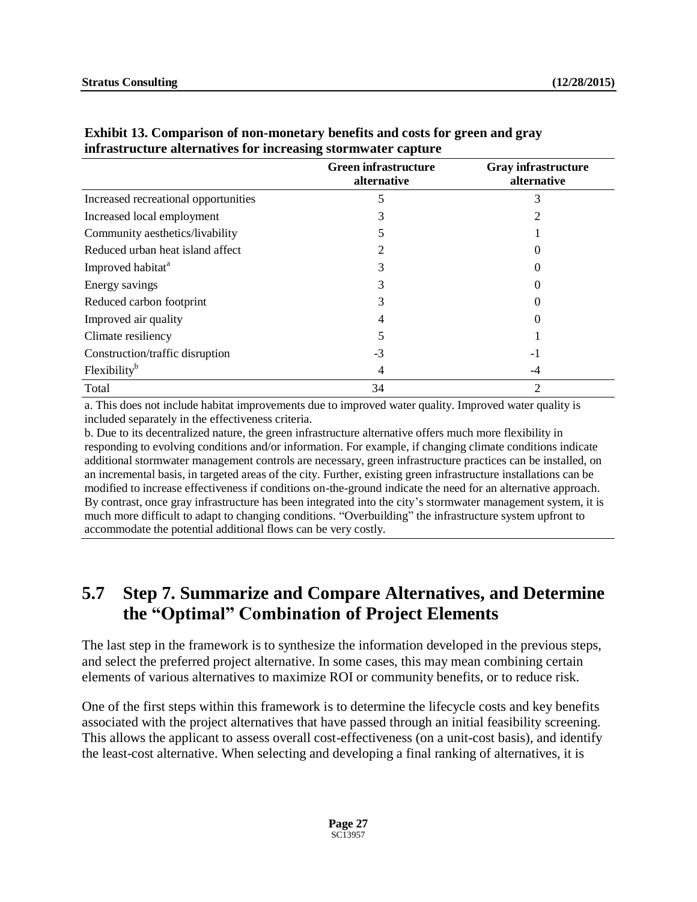**Exhibit 13. Comparison of non-monetary benefits and costs for green and gray infrastructure alternatives for increasing stormwater capture**

| | Green infrastructure alternative | Gray infrastructure alternative |
|---|---|---|
| Increased recreational opportunities | 5 | 3 |
| Increased local employment | 3 | 2 |
| Community aesthetics/livability | 5 | 1 |
| Reduced urban heat island affect | 2 | 0 |
| Improved habitat[a] | 3 | 0 |
| Energy savings | 3 | 0 |
| Reduced carbon footprint | 3 | 0 |
| Improved air quality | 4 | 0 |
| Climate resiliency | 5 | 1 |
| Construction/traffic disruption | -3 | -1 |
| Flexibility[b] | 4 | -4 |
| Total | 34 | 2 |

a. This does not include habitat improvements due to improved water quality. Improved water quality is included separately in the effectiveness criteria.

b. Due to its decentralized nature, the green infrastructure alternative offers much more flexibility in responding to evolving conditions and/or information. For example, if changing climate conditions indicate additional stormwater management controls are necessary, green infrastructure practices can be installed, on an incremental basis, in targeted areas of the city. Further, existing green infrastructure installations can be modified to increase effectiveness if conditions on-the-ground indicate the need for an alternative approach. By contrast, once gray infrastructure has been integrated into the city's stormwater management system, it is much more difficult to adapt to changing conditions. "Overbuilding" the infrastructure system upfront to accommodate the potential additional flows can be very costly.

## 5.7 Step 7. Summarize and Compare Alternatives, and Determine the "Optimal" Combination of Project Elements

The last step in the framework is to synthesize the information developed in the previous steps, and select the preferred project alternative. In some cases, this may mean combining certain elements of various alternatives to maximize ROI or community benefits, or to reduce risk.

One of the first steps within this framework is to determine the lifecycle costs and key benefits associated with the project alternatives that have passed through an initial feasibility screening. This allows the applicant to assess overall cost-effectiveness (on a unit-cost basis), and identify the least-cost alternative. When selecting and developing a final ranking of alternatives, it is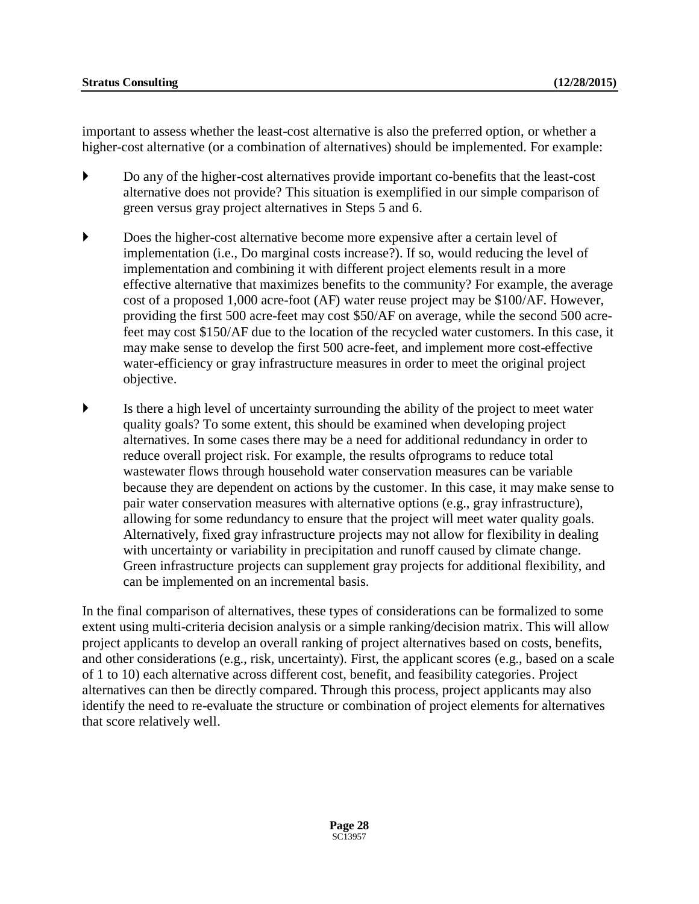important to assess whether the least-cost alternative is also the preferred option, or whether a higher-cost alternative (or a combination of alternatives) should be implemented. For example:

- Do any of the higher-cost alternatives provide important co-benefits that the least-cost alternative does not provide? This situation is exemplified in our simple comparison of green versus gray project alternatives in Steps 5 and 6.
- Does the higher-cost alternative become more expensive after a certain level of implementation (i.e., Do marginal costs increase?). If so, would reducing the level of implementation and combining it with different project elements result in a more effective alternative that maximizes benefits to the community? For example, the average cost of a proposed 1,000 acre-foot (AF) water reuse project may be $100/AF. However, providing the first 500 acre-feet may cost $50/AF on average, while the second 500 acre-feet may cost $150/AF due to the location of the recycled water customers. In this case, it may make sense to develop the first 500 acre-feet, and implement more cost-effective water-efficiency or gray infrastructure measures in order to meet the original project objective.
- Is there a high level of uncertainty surrounding the ability of the project to meet water quality goals? To some extent, this should be examined when developing project alternatives. In some cases there may be a need for additional redundancy in order to reduce overall project risk. For example, the results ofprograms to reduce total wastewater flows through household water conservation measures can be variable because they are dependent on actions by the customer. In this case, it may make sense to pair water conservation measures with alternative options (e.g., gray infrastructure), allowing for some redundancy to ensure that the project will meet water quality goals. Alternatively, fixed gray infrastructure projects may not allow for flexibility in dealing with uncertainty or variability in precipitation and runoff caused by climate change. Green infrastructure projects can supplement gray projects for additional flexibility, and can be implemented on an incremental basis.

In the final comparison of alternatives, these types of considerations can be formalized to some extent using multi-criteria decision analysis or a simple ranking/decision matrix. This will allow project applicants to develop an overall ranking of project alternatives based on costs, benefits, and other considerations (e.g., risk, uncertainty). First, the applicant scores (e.g., based on a scale of 1 to 10) each alternative across different cost, benefit, and feasibility categories. Project alternatives can then be directly compared. Through this process, project applicants may also identify the need to re-evaluate the structure or combination of project elements for alternatives that score relatively well.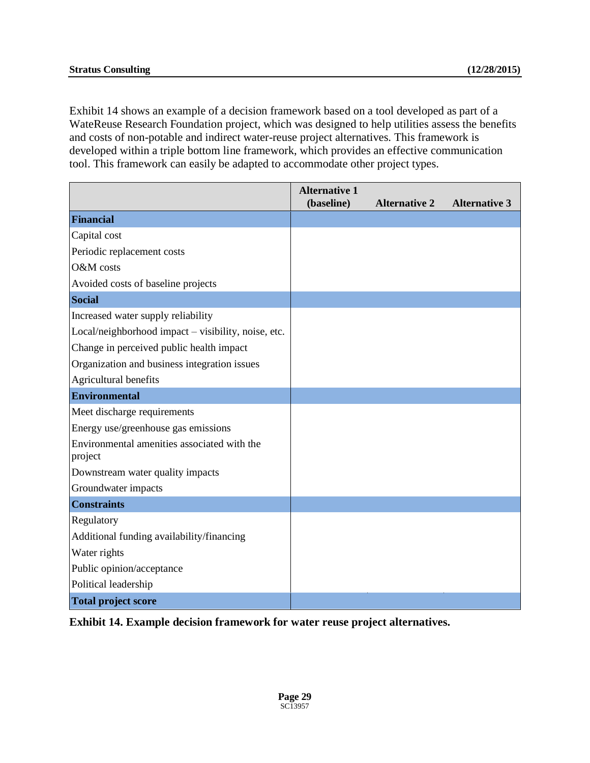Exhibit 14 shows an example of a decision framework based on a tool developed as part of a WateReuse Research Foundation project, which was designed to help utilities assess the benefits and costs of non-potable and indirect water-reuse project alternatives. This framework is developed within a triple bottom line framework, which provides an effective communication tool. This framework can easily be adapted to accommodate other project types.

| | Alternative 1 (baseline) | Alternative 2 | Alternative 3 |
|---|---|---|---|
| **Financial** | | | |
| Capital cost | | | |
| Periodic replacement costs | | | |
| O&M costs | | | |
| Avoided costs of baseline projects | | | |
| **Social** | | | |
| Increased water supply reliability | | | |
| Local/neighborhood impact – visibility, noise, etc. | | | |
| Change in perceived public health impact | | | |
| Organization and business integration issues | | | |
| Agricultural benefits | | | |
| **Environmental** | | | |
| Meet discharge requirements | | | |
| Energy use/greenhouse gas emissions | | | |
| Environmental amenities associated with the project | | | |
| Downstream water quality impacts | | | |
| Groundwater impacts | | | |
| **Constraints** | | | |
| Regulatory | | | |
| Additional funding availability/financing | | | |
| Water rights | | | |
| Public opinion/acceptance | | | |
| Political leadership | | | |
| **Total project score** | | | |

**Exhibit 14. Example decision framework for water reuse project alternatives.**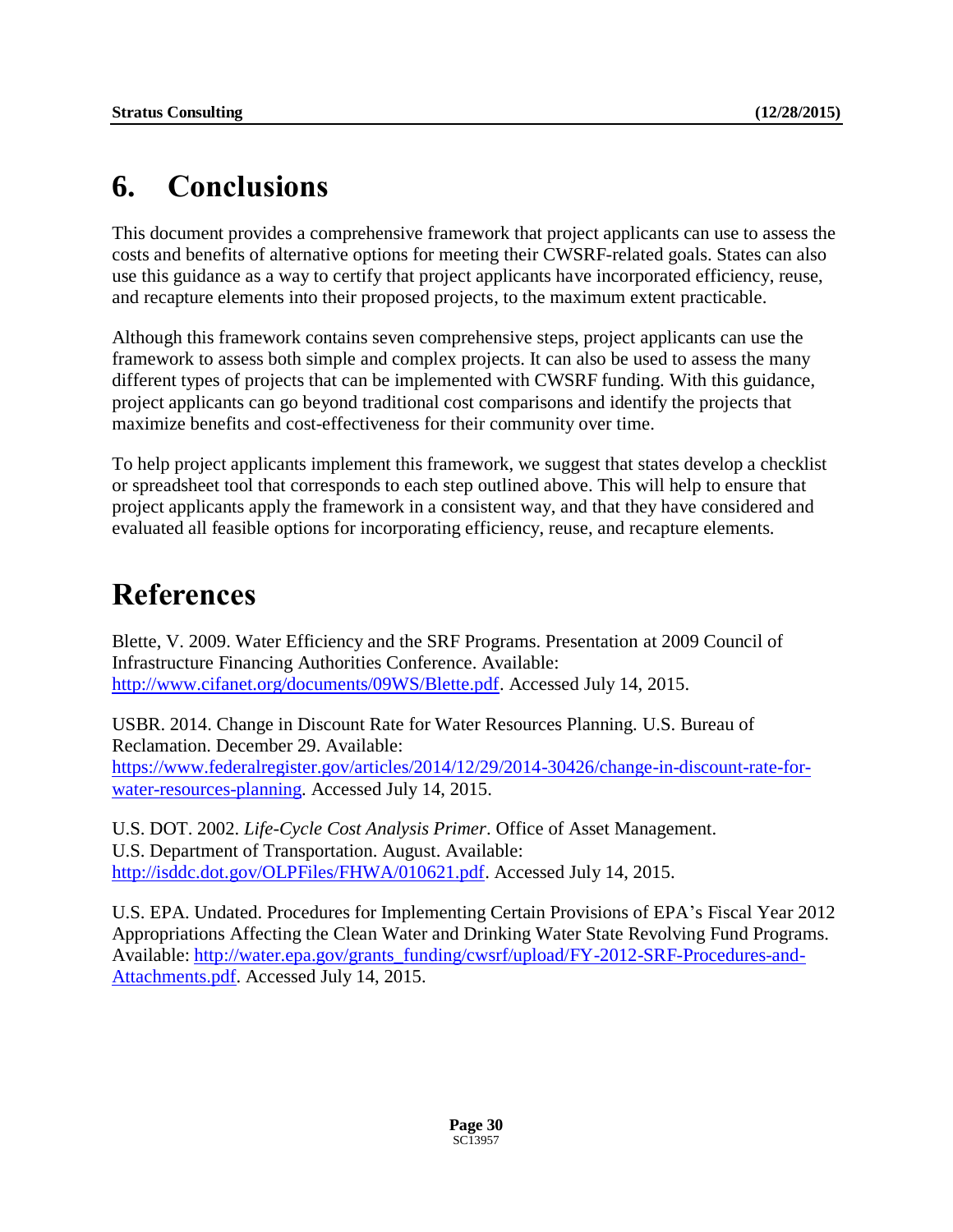# 6. Conclusions

This document provides a comprehensive framework that project applicants can use to assess the costs and benefits of alternative options for meeting their CWSRF-related goals. States can also use this guidance as a way to certify that project applicants have incorporated efficiency, reuse, and recapture elements into their proposed projects, to the maximum extent practicable.

Although this framework contains seven comprehensive steps, project applicants can use the framework to assess both simple and complex projects. It can also be used to assess the many different types of projects that can be implemented with CWSRF funding. With this guidance, project applicants can go beyond traditional cost comparisons and identify the projects that maximize benefits and cost-effectiveness for their community over time.

To help project applicants implement this framework, we suggest that states develop a checklist or spreadsheet tool that corresponds to each step outlined above. This will help to ensure that project applicants apply the framework in a consistent way, and that they have considered and evaluated all feasible options for incorporating efficiency, reuse, and recapture elements.

# References

Blette, V. 2009. Water Efficiency and the SRF Programs. Presentation at 2009 Council of Infrastructure Financing Authorities Conference. Available: http://www.cifanet.org/documents/09WS/Blette.pdf. Accessed July 14, 2015.

USBR. 2014. Change in Discount Rate for Water Resources Planning. U.S. Bureau of Reclamation. December 29. Available: https://www.federalregister.gov/articles/2014/12/29/2014-30426/change-in-discount-rate-for-water-resources-planning. Accessed July 14, 2015.

U.S. DOT. 2002. *Life-Cycle Cost Analysis Primer*. Office of Asset Management. U.S. Department of Transportation. August. Available: http://isddc.dot.gov/OLPFiles/FHWA/010621.pdf. Accessed July 14, 2015.

U.S. EPA. Undated. Procedures for Implementing Certain Provisions of EPA's Fiscal Year 2012 Appropriations Affecting the Clean Water and Drinking Water State Revolving Fund Programs. Available: http://water.epa.gov/grants_funding/cwsrf/upload/FY-2012-SRF-Procedures-and-Attachments.pdf. Accessed July 14, 2015.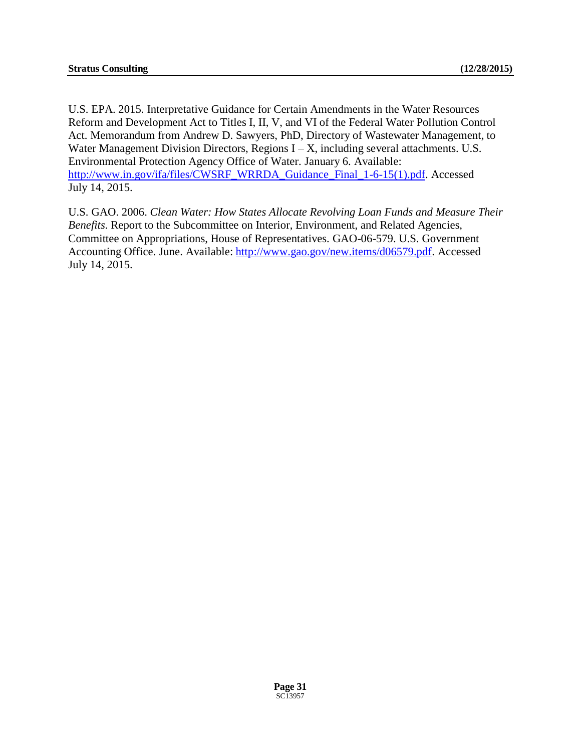U.S. EPA. 2015. Interpretative Guidance for Certain Amendments in the Water Resources Reform and Development Act to Titles I, II, V, and VI of the Federal Water Pollution Control Act. Memorandum from Andrew D. Sawyers, PhD, Directory of Wastewater Management, to Water Management Division Directors, Regions I – X, including several attachments. U.S. Environmental Protection Agency Office of Water. January 6. Available: http://www.in.gov/ifa/files/CWSRF_WRRDA_Guidance_Final_1-6-15(1).pdf. Accessed July 14, 2015.

U.S. GAO. 2006. *Clean Water: How States Allocate Revolving Loan Funds and Measure Their Benefits*. Report to the Subcommittee on Interior, Environment, and Related Agencies, Committee on Appropriations, House of Representatives. GAO-06-579. U.S. Government Accounting Office. June. Available: http://www.gao.gov/new.items/d06579.pdf. Accessed July 14, 2015.